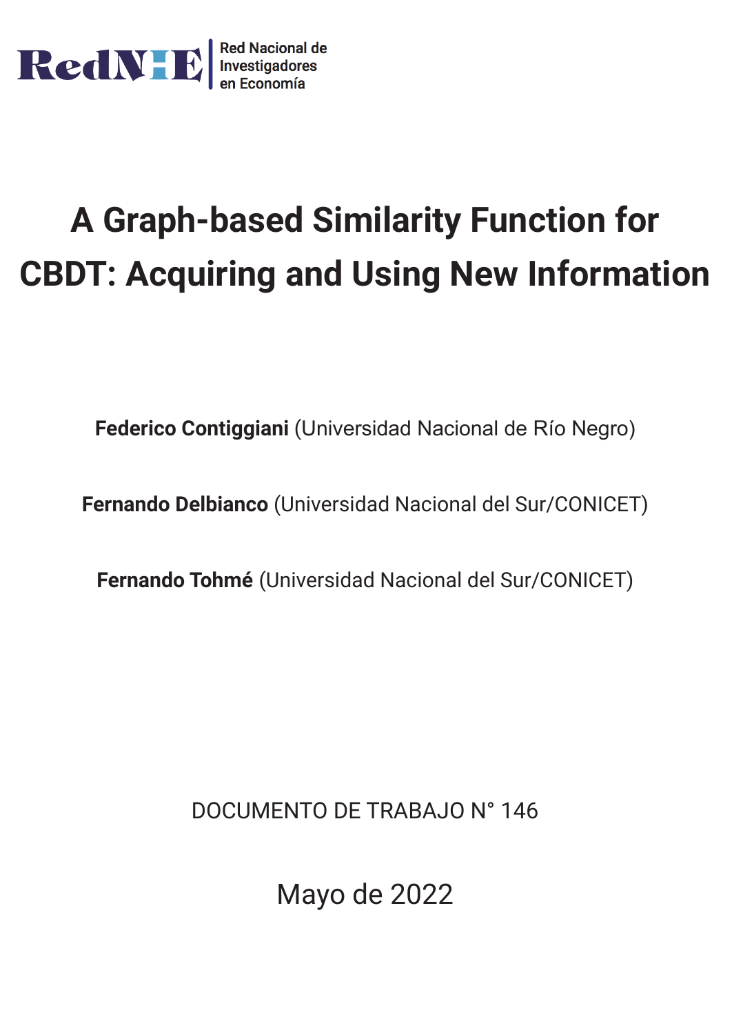RedNIE
Red Nacional de Investigadores en Economía

# A Graph-based Similarity Function for CBDT: Acquiring and Using New Information

**Federico Contiggiani** (Universidad Nacional de Río Negro)

**Fernando Delbianco** (Universidad Nacional del Sur/CONICET)

**Fernando Tohmé** (Universidad Nacional del Sur/CONICET)

DOCUMENTO DE TRABAJO N° 146

Mayo de 2022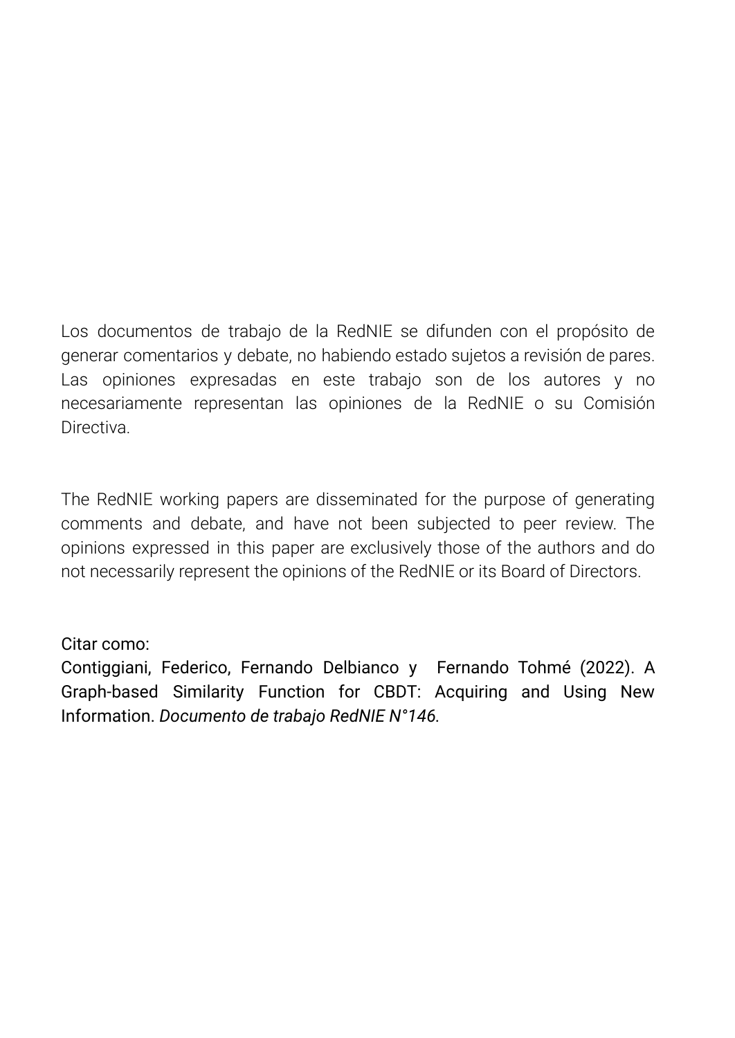Los documentos de trabajo de la RedNIE se difunden con el propósito de generar comentarios y debate, no habiendo estado sujetos a revisión de pares. Las opiniones expresadas en este trabajo son de los autores y no necesariamente representan las opiniones de la RedNIE o su Comisión Directiva.

The RedNIE working papers are disseminated for the purpose of generating comments and debate, and have not been subjected to peer review. The opinions expressed in this paper are exclusively those of the authors and do not necessarily represent the opinions of the RedNIE or its Board of Directors.

Citar como:
Contiggiani, Federico, Fernando Delbianco y Fernando Tohmé (2022). A Graph-based Similarity Function for CBDT: Acquiring and Using New Information. *Documento de trabajo RedNIE N°146*.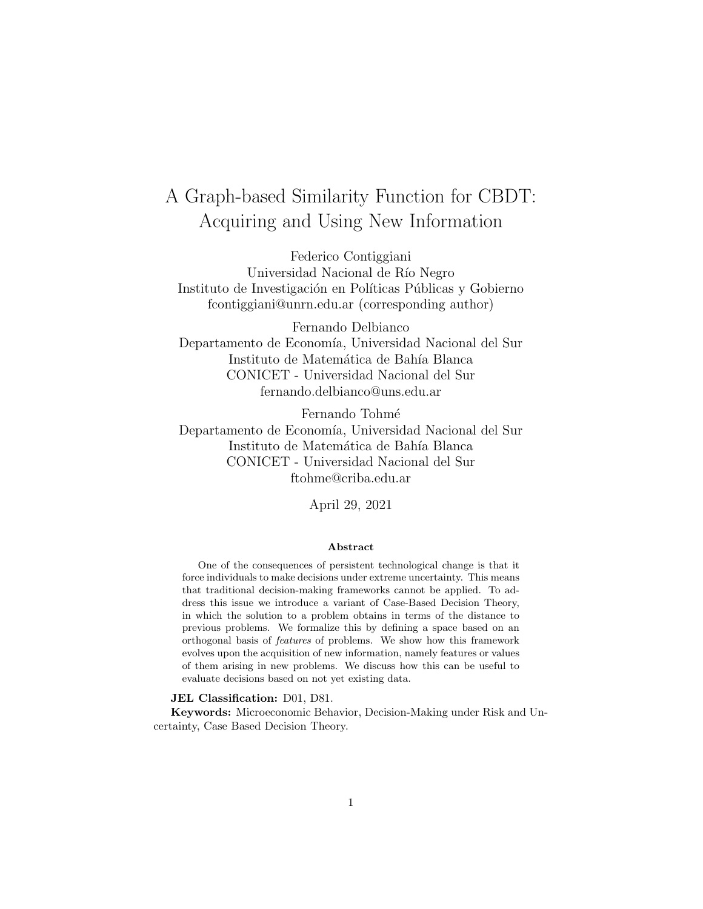# A Graph-based Similarity Function for CBDT: Acquiring and Using New Information

Federico Contiggiani
Universidad Nacional de Río Negro
Instituto de Investigación en Políticas Públicas y Gobierno
fcontiggiani@unrn.edu.ar (corresponding author)

Fernando Delbianco
Departamento de Economía, Universidad Nacional del Sur
Instituto de Matemática de Bahía Blanca
CONICET - Universidad Nacional del Sur
fernando.delbianco@uns.edu.ar

Fernando Tohmé
Departamento de Economía, Universidad Nacional del Sur
Instituto de Matemática de Bahía Blanca
CONICET - Universidad Nacional del Sur
ftohme@criba.edu.ar

April 29, 2021

**Abstract**

One of the consequences of persistent technological change is that it force individuals to make decisions under extreme uncertainty. This means that traditional decision-making frameworks cannot be applied. To address this issue we introduce a variant of Case-Based Decision Theory, in which the solution to a problem obtains in terms of the distance to previous problems. We formalize this by defining a space based on an orthogonal basis of *features* of problems. We show how this framework evolves upon the acquisition of new information, namely features or values of them arising in new problems. We discuss how this can be useful to evaluate decisions based on not yet existing data.

**JEL Classification:** D01, D81.

**Keywords:** Microeconomic Behavior, Decision-Making under Risk and Uncertainty, Case Based Decision Theory.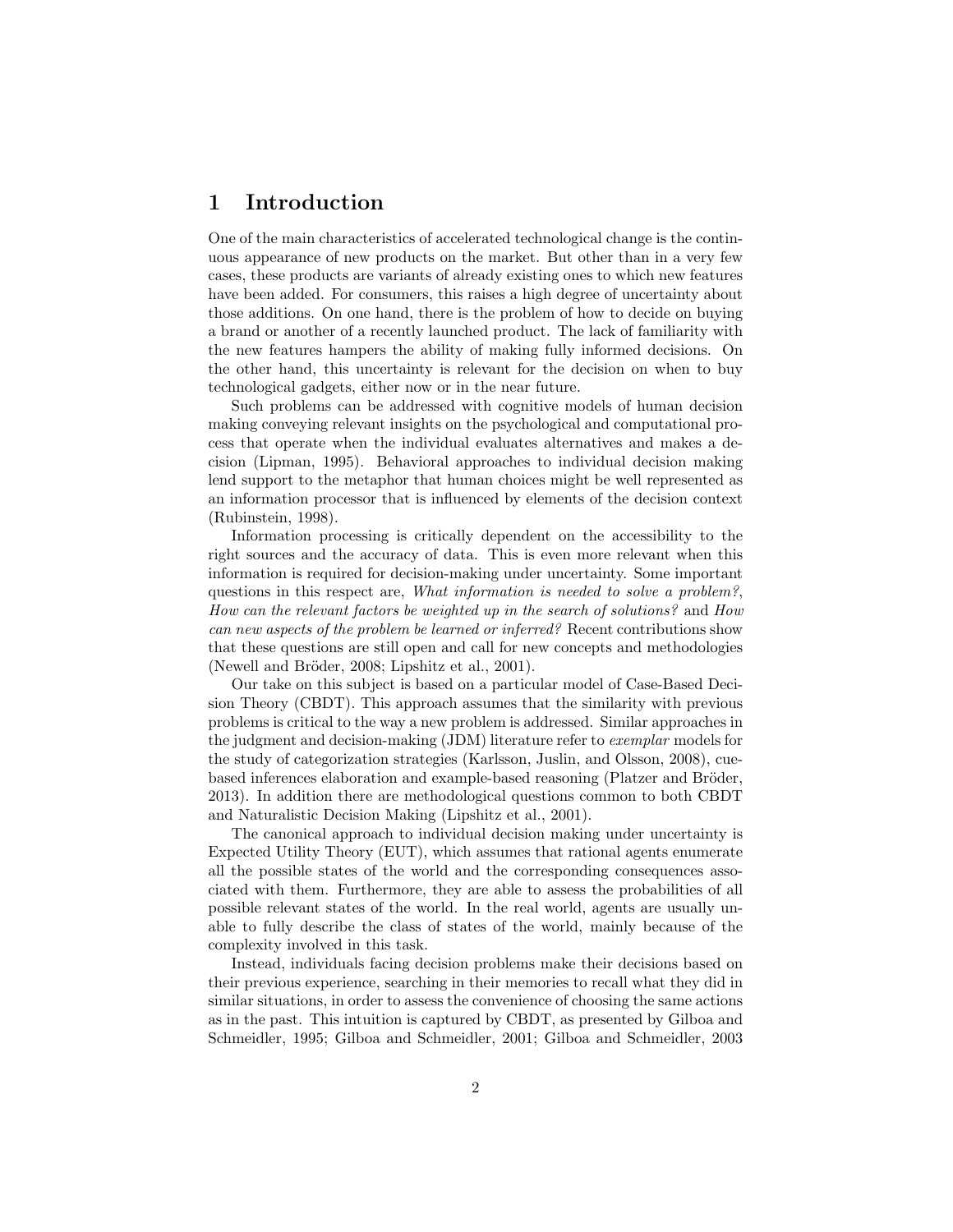# 1 Introduction

One of the main characteristics of accelerated technological change is the continuous appearance of new products on the market. But other than in a very few cases, these products are variants of already existing ones to which new features have been added. For consumers, this raises a high degree of uncertainty about those additions. On one hand, there is the problem of how to decide on buying a brand or another of a recently launched product. The lack of familiarity with the new features hampers the ability of making fully informed decisions. On the other hand, this uncertainty is relevant for the decision on when to buy technological gadgets, either now or in the near future.

Such problems can be addressed with cognitive models of human decision making conveying relevant insights on the psychological and computational process that operate when the individual evaluates alternatives and makes a decision (Lipman, 1995). Behavioral approaches to individual decision making lend support to the metaphor that human choices might be well represented as an information processor that is influenced by elements of the decision context (Rubinstein, 1998).

Information processing is critically dependent on the accessibility to the right sources and the accuracy of data. This is even more relevant when this information is required for decision-making under uncertainty. Some important questions in this respect are, *What information is needed to solve a problem?*, *How can the relevant factors be weighted up in the search of solutions?* and *How can new aspects of the problem be learned or inferred?* Recent contributions show that these questions are still open and call for new concepts and methodologies (Newell and Bröder, 2008; Lipshitz et al., 2001).

Our take on this subject is based on a particular model of Case-Based Decision Theory (CBDT). This approach assumes that the similarity with previous problems is critical to the way a new problem is addressed. Similar approaches in the judgment and decision-making (JDM) literature refer to *exemplar* models for the study of categorization strategies (Karlsson, Juslin, and Olsson, 2008), cue-based inferences elaboration and example-based reasoning (Platzer and Bröder, 2013). In addition there are methodological questions common to both CBDT and Naturalistic Decision Making (Lipshitz et al., 2001).

The canonical approach to individual decision making under uncertainty is Expected Utility Theory (EUT), which assumes that rational agents enumerate all the possible states of the world and the corresponding consequences associated with them. Furthermore, they are able to assess the probabilities of all possible relevant states of the world. In the real world, agents are usually unable to fully describe the class of states of the world, mainly because of the complexity involved in this task.

Instead, individuals facing decision problems make their decisions based on their previous experience, searching in their memories to recall what they did in similar situations, in order to assess the convenience of choosing the same actions as in the past. This intuition is captured by CBDT, as presented by Gilboa and Schmeidler, 1995; Gilboa and Schmeidler, 2001; Gilboa and Schmeidler, 2003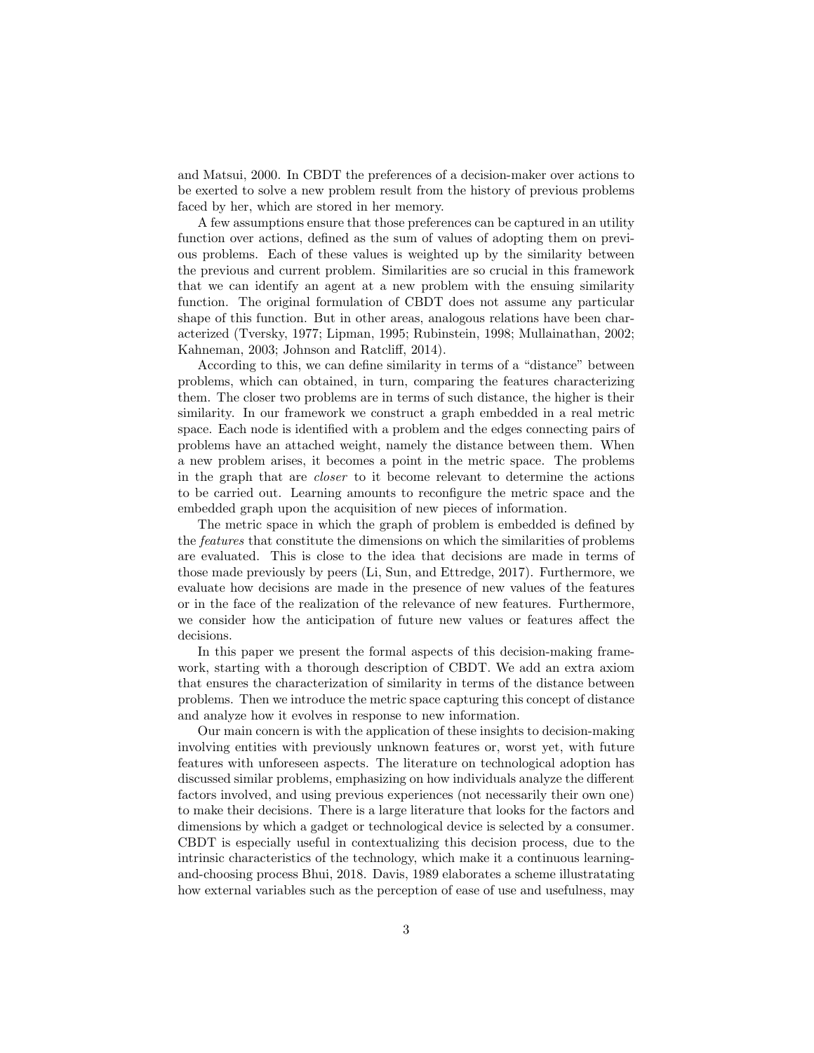and Matsui, 2000. In CBDT the preferences of a decision-maker over actions to be exerted to solve a new problem result from the history of previous problems faced by her, which are stored in her memory.

A few assumptions ensure that those preferences can be captured in an utility function over actions, defined as the sum of values of adopting them on previous problems. Each of these values is weighted up by the similarity between the previous and current problem. Similarities are so crucial in this framework that we can identify an agent at a new problem with the ensuing similarity function. The original formulation of CBDT does not assume any particular shape of this function. But in other areas, analogous relations have been characterized (Tversky, 1977; Lipman, 1995; Rubinstein, 1998; Mullainathan, 2002; Kahneman, 2003; Johnson and Ratcliff, 2014).

According to this, we can define similarity in terms of a "distance" between problems, which can obtained, in turn, comparing the features characterizing them. The closer two problems are in terms of such distance, the higher is their similarity. In our framework we construct a graph embedded in a real metric space. Each node is identified with a problem and the edges connecting pairs of problems have an attached weight, namely the distance between them. When a new problem arises, it becomes a point in the metric space. The problems in the graph that are *closer* to it become relevant to determine the actions to be carried out. Learning amounts to reconfigure the metric space and the embedded graph upon the acquisition of new pieces of information.

The metric space in which the graph of problem is embedded is defined by the *features* that constitute the dimensions on which the similarities of problems are evaluated. This is close to the idea that decisions are made in terms of those made previously by peers (Li, Sun, and Ettredge, 2017). Furthermore, we evaluate how decisions are made in the presence of new values of the features or in the face of the realization of the relevance of new features. Furthermore, we consider how the anticipation of future new values or features affect the decisions.

In this paper we present the formal aspects of this decision-making framework, starting with a thorough description of CBDT. We add an extra axiom that ensures the characterization of similarity in terms of the distance between problems. Then we introduce the metric space capturing this concept of distance and analyze how it evolves in response to new information.

Our main concern is with the application of these insights to decision-making involving entities with previously unknown features or, worst yet, with future features with unforeseen aspects. The literature on technological adoption has discussed similar problems, emphasizing on how individuals analyze the different factors involved, and using previous experiences (not necessarily their own one) to make their decisions. There is a large literature that looks for the factors and dimensions by which a gadget or technological device is selected by a consumer. CBDT is especially useful in contextualizing this decision process, due to the intrinsic characteristics of the technology, which make it a continuous learning-and-choosing process Bhui, 2018. Davis, 1989 elaborates a scheme illustratating how external variables such as the perception of ease of use and usefulness, may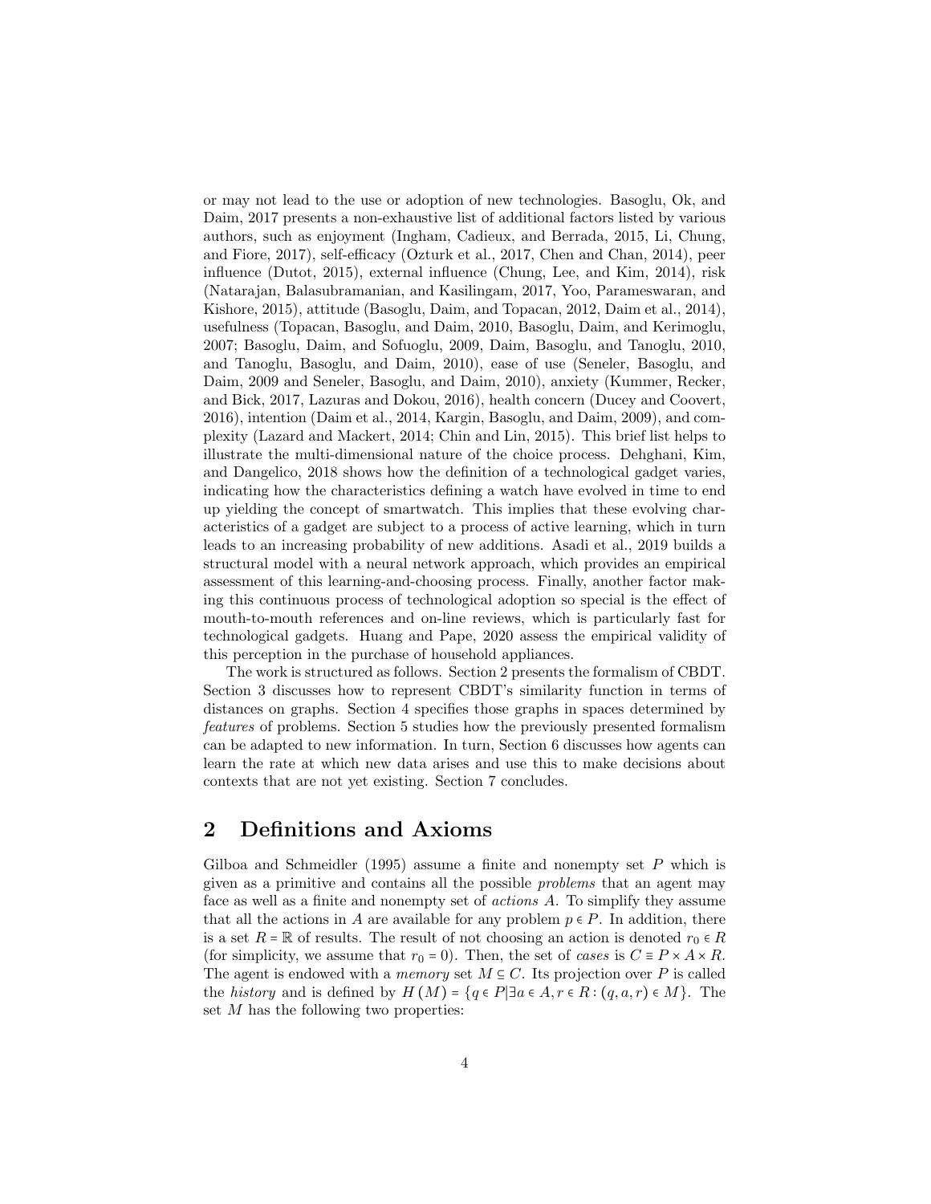or may not lead to the use or adoption of new technologies. Basoglu, Ok, and Daim, 2017 presents a non-exhaustive list of additional factors listed by various authors, such as enjoyment (Ingham, Cadieux, and Berrada, 2015, Li, Chung, and Fiore, 2017), self-efficacy (Ozturk et al., 2017, Chen and Chan, 2014), peer influence (Dutot, 2015), external influence (Chung, Lee, and Kim, 2014), risk (Natarajan, Balasubramanian, and Kasilingam, 2017, Yoo, Parameswaran, and Kishore, 2015), attitude (Basoglu, Daim, and Topacan, 2012, Daim et al., 2014), usefulness (Topacan, Basoglu, and Daim, 2010, Basoglu, Daim, and Kerimoglu, 2007; Basoglu, Daim, and Sofuoglu, 2009, Daim, Basoglu, and Tanoglu, 2010, and Tanoglu, Basoglu, and Daim, 2010), ease of use (Seneler, Basoglu, and Daim, 2009 and Seneler, Basoglu, and Daim, 2010), anxiety (Kummer, Recker, and Bick, 2017, Lazuras and Dokou, 2016), health concern (Ducey and Coovert, 2016), intention (Daim et al., 2014, Kargin, Basoglu, and Daim, 2009), and complexity (Lazard and Mackert, 2014; Chin and Lin, 2015). This brief list helps to illustrate the multi-dimensional nature of the choice process. Dehghani, Kim, and Dangelico, 2018 shows how the definition of a technological gadget varies, indicating how the characteristics defining a watch have evolved in time to end up yielding the concept of smartwatch. This implies that these evolving characteristics of a gadget are subject to a process of active learning, which in turn leads to an increasing probability of new additions. Asadi et al., 2019 builds a structural model with a neural network approach, which provides an empirical assessment of this learning-and-choosing process. Finally, another factor making this continuous process of technological adoption so special is the effect of mouth-to-mouth references and on-line reviews, which is particularly fast for technological gadgets. Huang and Pape, 2020 assess the empirical validity of this perception in the purchase of household appliances.

The work is structured as follows. Section 2 presents the formalism of CBDT. Section 3 discusses how to represent CBDT's similarity function in terms of distances on graphs. Section 4 specifies those graphs in spaces determined by *features* of problems. Section 5 studies how the previously presented formalism can be adapted to new information. In turn, Section 6 discusses how agents can learn the rate at which new data arises and use this to make decisions about contexts that are not yet existing. Section 7 concludes.

## 2 Definitions and Axioms

Gilboa and Schmeidler (1995) assume a finite and nonempty set $P$ which is given as a primitive and contains all the possible *problems* that an agent may face as well as a finite and nonempty set of *actions* $A$. To simplify they assume that all the actions in $A$ are available for any problem $p \in P$. In addition, there is a set $R = \mathbb{R}$ of results. The result of not choosing an action is denoted $r_0 \in R$ (for simplicity, we assume that $r_0 = 0$). Then, the set of *cases* is $C \equiv P \times A \times R$. The agent is endowed with a *memory* set $M \subseteq C$. Its projection over $P$ is called the *history* and is defined by $H(M) = \{q \in P | \exists a \in A, r \in R : (q, a, r) \in M\}$. The set $M$ has the following two properties: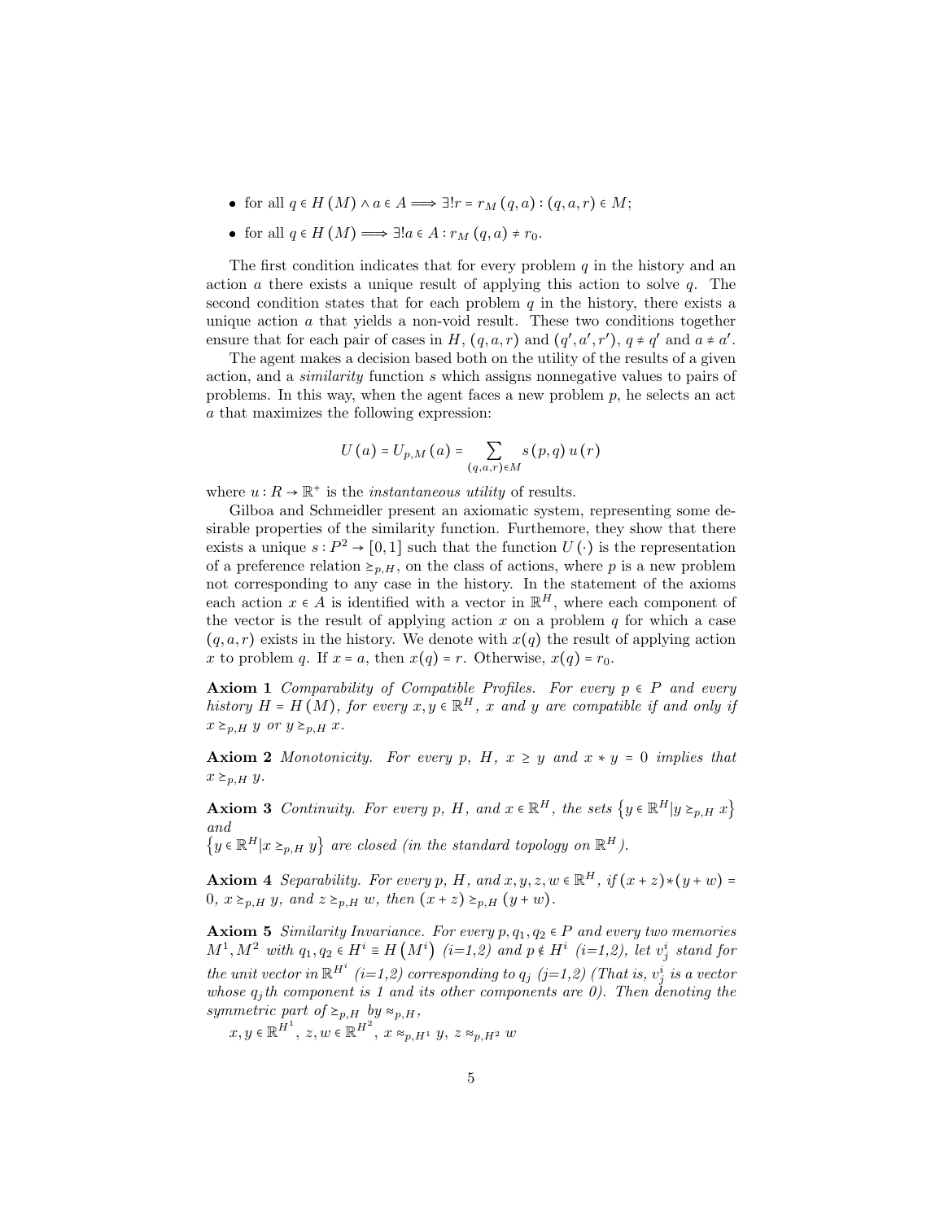- for all $q \in H(M) \wedge a \in A \Longrightarrow \exists! r = r_M(q,a) : (q,a,r) \in M$;
- for all $q \in H(M) \Longrightarrow \exists! a \in A : r_M(q,a) \neq r_0$.

The first condition indicates that for every problem $q$ in the history and an action $a$ there exists a unique result of applying this action to solve $q$. The second condition states that for each problem $q$ in the history, there exists a unique action $a$ that yields a non-void result. These two conditions together ensure that for each pair of cases in $H$, $(q,a,r)$ and $(q',a',r')$, $q \neq q'$ and $a \neq a'$.

The agent makes a decision based both on the utility of the results of a given action, and a *similarity* function $s$ which assigns nonnegative values to pairs of problems. In this way, when the agent faces a new problem $p$, he selects an act $a$ that maximizes the following expression:

$$U(a) = U_{p,M}(a) = \sum_{(q,a,r)\in M} s(p,q)\, u(r)$$

where $u : R \to \mathbb{R}^{+}$ is the *instantaneous utility* of results.

Gilboa and Schmeidler present an axiomatic system, representing some desirable properties of the similarity function. Furthermore, they show that there exists a unique $s : P^2 \to [0,1]$ such that the function $U(\cdot)$ is the representation of a preference relation $\succeq_{p,H}$, on the class of actions, where $p$ is a new problem not corresponding to any case in the history. In the statement of the axioms each action $x \in A$ is identified with a vector in $\mathbb{R}^H$, where each component of the vector is the result of applying action $x$ on a problem $q$ for which a case $(q,a,r)$ exists in the history. We denote with $x(q)$ the result of applying action $x$ to problem $q$. If $x = a$, then $x(q) = r$. Otherwise, $x(q) = r_0$.

**Axiom 1** *Comparability of Compatible Profiles. For every $p \in P$ and every history $H = H(M)$, for every $x, y \in \mathbb{R}^H$, $x$ and $y$ are compatible if and only if $x \succeq_{p,H} y$ or $y \succeq_{p,H} x$.*

**Axiom 2** *Monotonicity. For every $p$, $H$, $x \geq y$ and $x * y = 0$ implies that $x \succeq_{p,H} y$.*

**Axiom 3** *Continuity. For every $p$, $H$, and $x \in \mathbb{R}^H$, the sets $\{y \in \mathbb{R}^H | y \succeq_{p,H} x\}$ and*
*$\{y \in \mathbb{R}^H | x \succeq_{p,H} y\}$ are closed (in the standard topology on $\mathbb{R}^H$).*

**Axiom 4** *Separability. For every $p$, $H$, and $x, y, z, w \in \mathbb{R}^H$, if $(x+z)*(y+w) = 0$, $x \succeq_{p,H} y$, and $z \succeq_{p,H} w$, then $(x+z) \succeq_{p,H} (y+w)$.*

**Axiom 5** *Similarity Invariance. For every $p, q_1, q_2 \in P$ and every two memories $M^1, M^2$ with $q_1, q_2 \in H^i \equiv H(M^i)$ (i=1,2) and $p \notin H^i$ (i=1,2), let $v^i_j$ stand for the unit vector in $\mathbb{R}^{H^i}$ (i=1,2) corresponding to $q_j$ (j=1,2) (That is, $v^i_j$ is a vector whose $q_j$th component is 1 and its other components are 0). Then denoting the symmetric part of $\succeq_{p,H}$ by $\approx_{p,H}$,*

*$x, y \in \mathbb{R}^{H^1}$, $z, w \in \mathbb{R}^{H^2}$, $x \approx_{p,H^1} y$, $z \approx_{p,H^2} w$*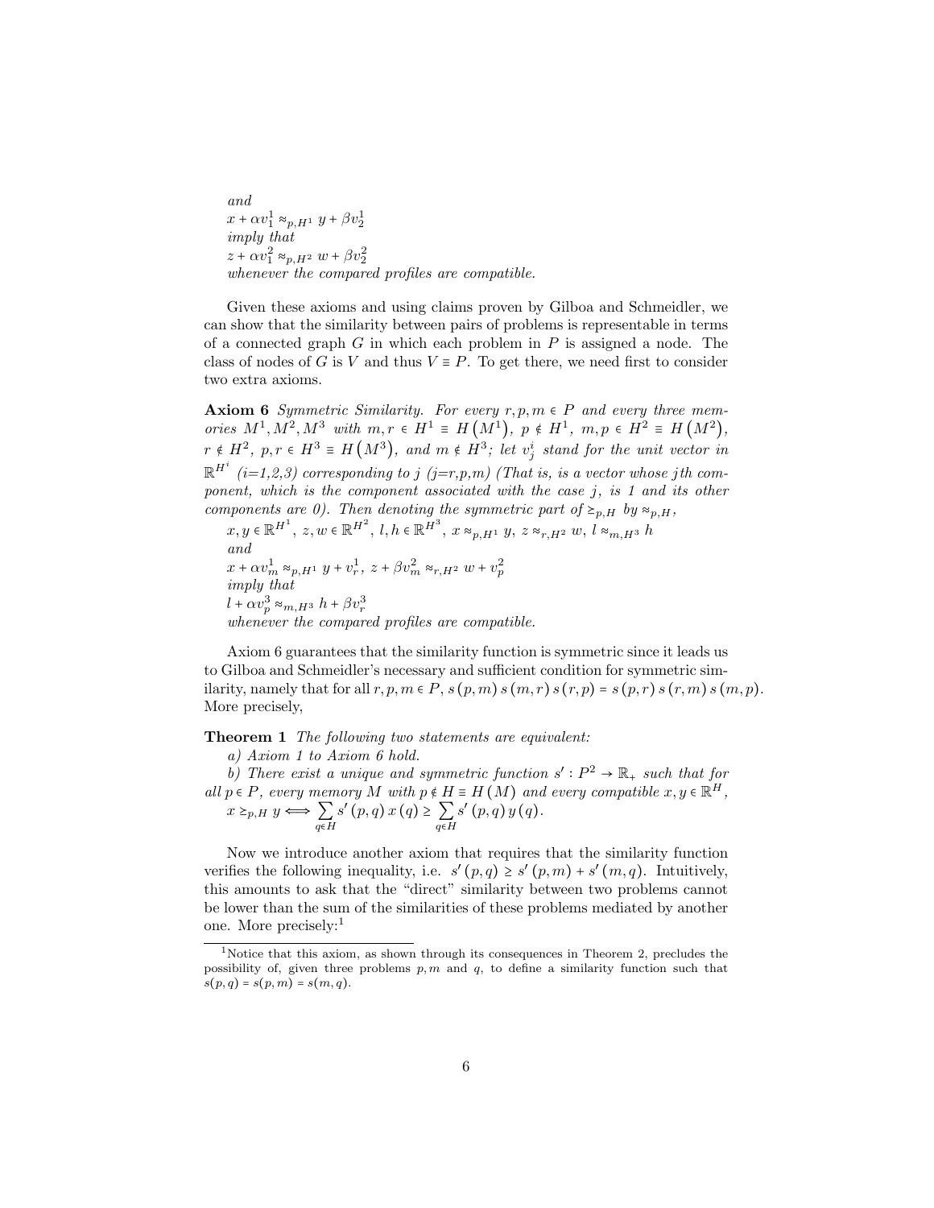*and*
$x + \alpha v_1^1 \approx_{p,H^1} y + \beta v_2^1$
*imply that*
$z + \alpha v_1^2 \approx_{p,H^2} w + \beta v_2^2$
*whenever the compared profiles are compatible.*

Given these axioms and using claims proven by Gilboa and Schmeidler, we can show that the similarity between pairs of problems is representable in terms of a connected graph $G$ in which each problem in $P$ is assigned a node. The class of nodes of $G$ is $V$ and thus $V \equiv P$. To get there, we need first to consider two extra axioms.

**Axiom 6** *Symmetric Similarity. For every $r, p, m \in P$ and every three memories $M^1, M^2, M^3$ with $m, r \in H^1 \equiv H\left(M^1\right)$, $p \notin H^1$, $m, p \in H^2 \equiv H\left(M^2\right)$, $r \notin H^2$, $p, r \in H^3 \equiv H\left(M^3\right)$, and $m \notin H^3$; let $v_j^i$ stand for the unit vector in $\mathbb{R}^{H^i}$ (i=1,2,3) corresponding to $j$ (j=r,p,m) (That is, is a vector whose $j$th component, which is the component associated with the case $j$, is 1 and its other components are 0). Then denoting the symmetric part of $\succeq_{p,H}$ by $\approx_{p,H}$,*
$x, y \in \mathbb{R}^{H^1}$, $z, w \in \mathbb{R}^{H^2}$, $l, h \in \mathbb{R}^{H^3}$, $x \approx_{p,H^1} y$, $z \approx_{r,H^2} w$, $l \approx_{m,H^3} h$
*and*
$x + \alpha v_m^1 \approx_{p,H^1} y + v_r^1$, $z + \beta v_m^2 \approx_{r,H^2} w + v_p^2$
*imply that*
$l + \alpha v_p^3 \approx_{m,H^3} h + \beta v_r^3$
*whenever the compared profiles are compatible.*

Axiom 6 guarantees that the similarity function is symmetric since it leads us to Gilboa and Schmeidler's necessary and sufficient condition for symmetric similarity, namely that for all $r, p, m \in P$, $s(p,m)\, s(m,r)\, s(r,p) = s(p,r)\, s(r,m)\, s(m,p)$. More precisely,

**Theorem 1** *The following two statements are equivalent:*
*a) Axiom 1 to Axiom 6 hold.*
*b) There exist a unique and symmetric function $s' : P^2 \to \mathbb{R}_+$ such that for all $p \in P$, every memory $M$ with $p \notin H \equiv H(M)$ and every compatible $x, y \in \mathbb{R}^H$,*

$$x \succeq_{p,H} y \iff \sum_{q \in H} s'(p,q)\, x(q) \geq \sum_{q \in H} s'(p,q)\, y(q).$$

Now we introduce another axiom that requires that the similarity function verifies the following inequality, i.e. $s'(p,q) \geq s'(p,m) + s'(m,q)$. Intuitively, this amounts to ask that the "direct" similarity between two problems cannot be lower than the sum of the similarities of these problems mediated by another one. More precisely:[1]

[1] Notice that this axiom, as shown through its consequences in Theorem 2, precludes the possibility of, given three problems $p, m$ and $q$, to define a similarity function such that $s(p,q) = s(p,m) = s(m,q)$.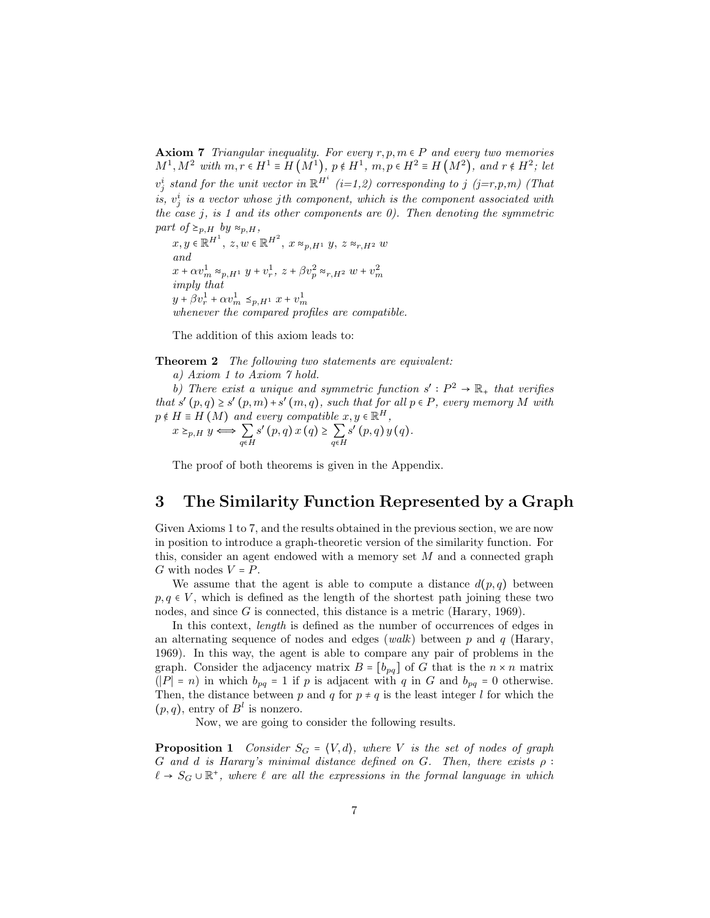**Axiom 7** *Triangular inequality. For every $r, p, m \in P$ and every two memories $M^1, M^2$ with $m, r \in H^1 \equiv H(M^1)$, $p \notin H^1$, $m, p \in H^2 \equiv H(M^2)$, and $r \notin H^2$; let $v_j^i$ stand for the unit vector in $\mathbb{R}^{H^i}$ (i=1,2) corresponding to j (j=r,p,m) (That is, $v_j^i$ is a vector whose jth component, which is the component associated with the case j, is 1 and its other components are 0). Then denoting the symmetric part of $\succsim_{p,H}$ by $\approx_{p,H}$,*

*$x, y \in \mathbb{R}^{H^1}$, $z, w \in \mathbb{R}^{H^2}$, $x \approx_{p,H^1} y$, $z \approx_{r,H^2} w$*

*and*

*$x + \alpha v_m^1 \approx_{p,H^1} y + v_r^1$, $z + \beta v_p^2 \approx_{r,H^2} w + v_m^2$*

*imply that*

*$y + \beta v_r^1 + \alpha v_m^1 \precsim_{p,H^1} x + v_m^1$*

*whenever the compared profiles are compatible.*

The addition of this axiom leads to:

**Theorem 2** *The following two statements are equivalent:*

*a) Axiom 1 to Axiom 7 hold.*

*b) There exist a unique and symmetric function $s' : P^2 \to \mathbb{R}_+$ that verifies that $s'(p,q) \geq s'(p,m) + s'(m,q)$, such that for all $p \in P$, every memory M with $p \notin H \equiv H(M)$ and every compatible $x, y \in \mathbb{R}^H$,*

$$x \succsim_{p,H} y \Longleftrightarrow \sum_{q \in H} s'(p,q)\, x(q) \geq \sum_{q \in H} s'(p,q)\, y(q).$$

The proof of both theorems is given in the Appendix.

# 3 The Similarity Function Represented by a Graph

Given Axioms 1 to 7, and the results obtained in the previous section, we are now in position to introduce a graph-theoretic version of the similarity function. For this, consider an agent endowed with a memory set $M$ and a connected graph $G$ with nodes $V = P$.

We assume that the agent is able to compute a distance $d(p,q)$ between $p, q \in V$, which is defined as the length of the shortest path joining these two nodes, and since $G$ is connected, this distance is a metric (Harary, 1969).

In this context, *length* is defined as the number of occurrences of edges in an alternating sequence of nodes and edges (*walk*) between $p$ and $q$ (Harary, 1969). In this way, the agent is able to compare any pair of problems in the graph. Consider the adjacency matrix $B = [b_{pq}]$ of $G$ that is the $n \times n$ matrix ($|P| = n$) in which $b_{pq} = 1$ if $p$ is adjacent with $q$ in $G$ and $b_{pq} = 0$ otherwise. Then, the distance between $p$ and $q$ for $p \neq q$ is the least integer $l$ for which the $(p,q)$, entry of $B^l$ is nonzero.

Now, we are going to consider the following results.

**Proposition 1** *Consider $S_G = \langle V, d \rangle$, where $V$ is the set of nodes of graph $G$ and $d$ is Harary's minimal distance defined on $G$. Then, there exists $\rho : \ell \to S_G \cup \mathbb{R}^+$, where $\ell$ are all the expressions in the formal language in which*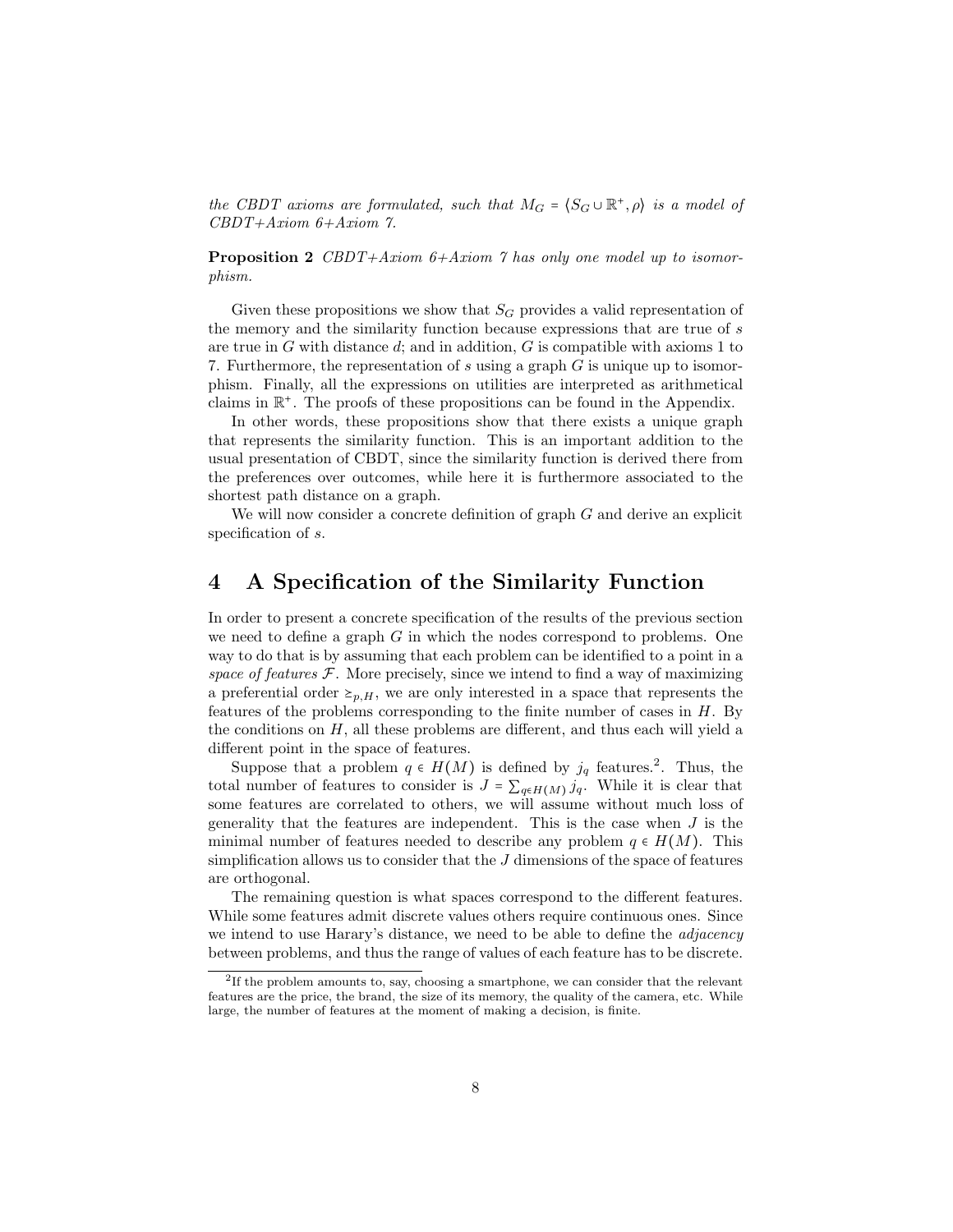*the CBDT axioms are formulated, such that $M_G = \langle S_G \cup \mathbb{R}^+, \rho\rangle$ is a model of CBDT+Axiom 6+Axiom 7.*

**Proposition 2** *CBDT+Axiom 6+Axiom 7 has only one model up to isomorphism.*

Given these propositions we show that $S_G$ provides a valid representation of the memory and the similarity function because expressions that are true of $s$ are true in $G$ with distance $d$; and in addition, $G$ is compatible with axioms 1 to 7. Furthermore, the representation of $s$ using a graph $G$ is unique up to isomorphism. Finally, all the expressions on utilities are interpreted as arithmetical claims in $\mathbb{R}^+$. The proofs of these propositions can be found in the Appendix.

In other words, these propositions show that there exists a unique graph that represents the similarity function. This is an important addition to the usual presentation of CBDT, since the similarity function is derived there from the preferences over outcomes, while here it is furthermore associated to the shortest path distance on a graph.

We will now consider a concrete definition of graph $G$ and derive an explicit specification of $s$.

## 4 A Specification of the Similarity Function

In order to present a concrete specification of the results of the previous section we need to define a graph $G$ in which the nodes correspond to problems. One way to do that is by assuming that each problem can be identified to a point in a *space of features* $\mathcal{F}$. More precisely, since we intend to find a way of maximizing a preferential order $\succeq_{p,H}$, we are only interested in a space that represents the features of the problems corresponding to the finite number of cases in $H$. By the conditions on $H$, all these problems are different, and thus each will yield a different point in the space of features.

Suppose that a problem $q \in H(M)$ is defined by $j_q$ features.[2]. Thus, the total number of features to consider is $J = \sum_{q \in H(M)} j_q$. While it is clear that some features are correlated to others, we will assume without much loss of generality that the features are independent. This is the case when $J$ is the minimal number of features needed to describe any problem $q \in H(M)$. This simplification allows us to consider that the $J$ dimensions of the space of features are orthogonal.

The remaining question is what spaces correspond to the different features. While some features admit discrete values others require continuous ones. Since we intend to use Harary's distance, we need to be able to define the *adjacency* between problems, and thus the range of values of each feature has to be discrete.

[2] If the problem amounts to, say, choosing a smartphone, we can consider that the relevant features are the price, the brand, the size of its memory, the quality of the camera, etc. While large, the number of features at the moment of making a decision, is finite.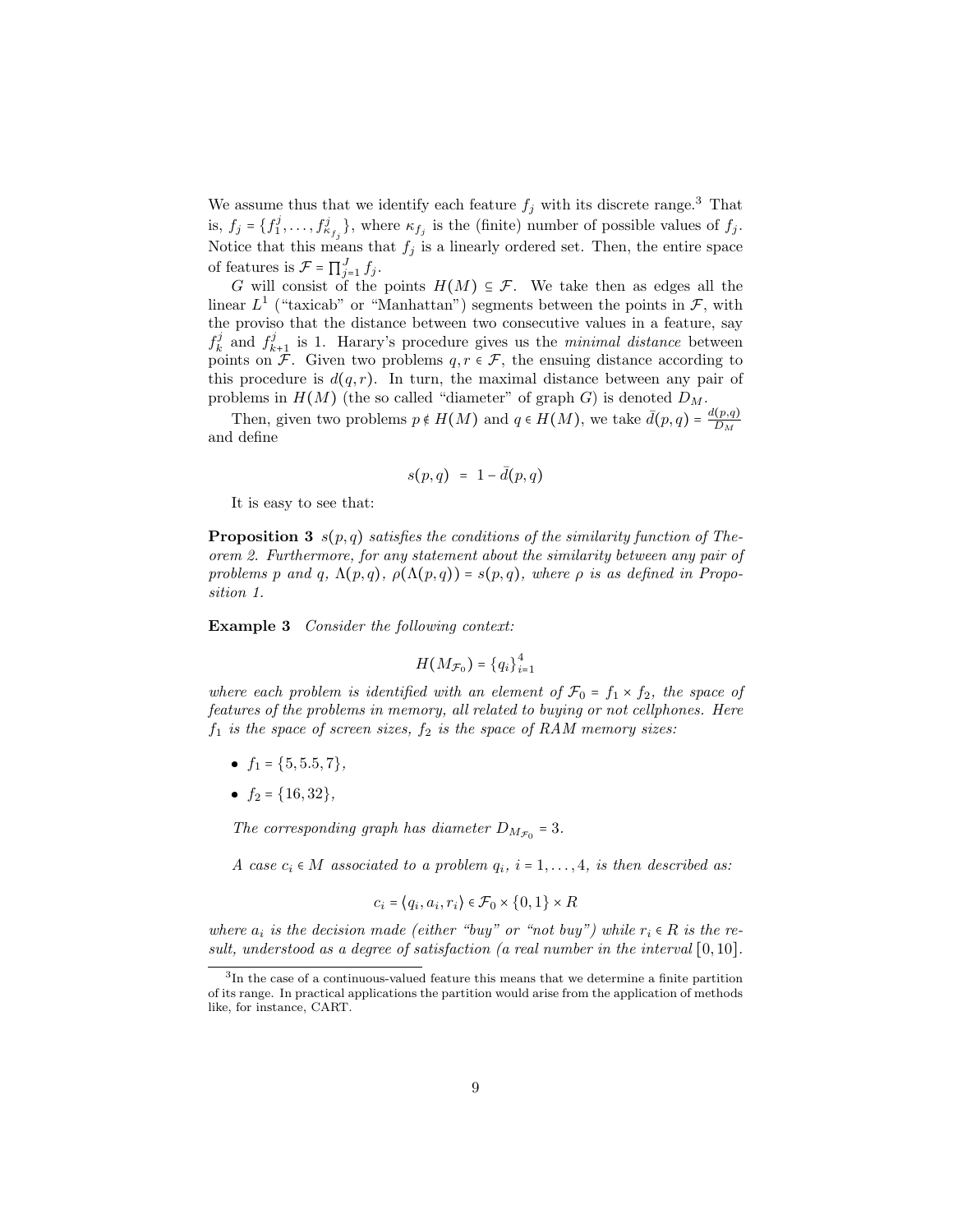We assume thus that we identify each feature $f_j$ with its discrete range.[3] That is, $f_j = \{f^j_1, \ldots, f^j_{\kappa_{f_j}}\}$, where $\kappa_{f_j}$ is the (finite) number of possible values of $f_j$. Notice that this means that $f_j$ is a linearly ordered set. Then, the entire space of features is $\mathcal{F} = \prod_{j=1}^{J} f_j$.

$G$ will consist of the points $H(M) \subseteq \mathcal{F}$. We take then as edges all the linear $L^1$ ("taxicab" or "Manhattan") segments between the points in $\mathcal{F}$, with the proviso that the distance between two consecutive values in a feature, say $f^j_k$ and $f^j_{k+1}$ is 1. Harary's procedure gives us the *minimal distance* between points on $\mathcal{F}$. Given two problems $q, r \in \mathcal{F}$, the ensuing distance according to this procedure is $d(q, r)$. In turn, the maximal distance between any pair of problems in $H(M)$ (the so called "diameter" of graph $G$) is denoted $D_M$.

Then, given two problems $p \notin H(M)$ and $q \in H(M)$, we take $\bar{d}(p, q) = \frac{d(p,q)}{D_M}$ and define

$$s(p, q) \;=\; 1 - \bar{d}(p, q)$$

It is easy to see that:

**Proposition 3** *$s(p, q)$ satisfies the conditions of the similarity function of Theorem 2. Furthermore, for any statement about the similarity between any pair of problems $p$ and $q$, $\Lambda(p, q)$, $\rho(\Lambda(p, q)) = s(p, q)$, where $\rho$ is as defined in Proposition 1.*

**Example 3** *Consider the following context:*

$$H(M_{\mathcal{F}_0}) = \{q_i\}_{i=1}^{4}$$

*where each problem is identified with an element of $\mathcal{F}_0 = f_1 \times f_2$, the space of features of the problems in memory, all related to buying or not cellphones. Here $f_1$ is the space of screen sizes, $f_2$ is the space of RAM memory sizes:*

- $f_1 = \{5, 5.5, 7\}$,
- $f_2 = \{16, 32\}$,

*The corresponding graph has diameter $D_{M_{\mathcal{F}_0}} = 3$.*

*A case $c_i \in M$ associated to a problem $q_i$, $i = 1, \ldots, 4$, is then described as:*

$$c_i = \langle q_i, a_i, r_i \rangle \in \mathcal{F}_0 \times \{0, 1\} \times R$$

*where $a_i$ is the decision made (either "buy" or "not buy") while $r_i \in R$ is the result, understood as a degree of satisfaction (a real number in the interval $[0, 10]$.*

[3] In the case of a continuous-valued feature this means that we determine a finite partition of its range. In practical applications the partition would arise from the application of methods like, for instance, CART.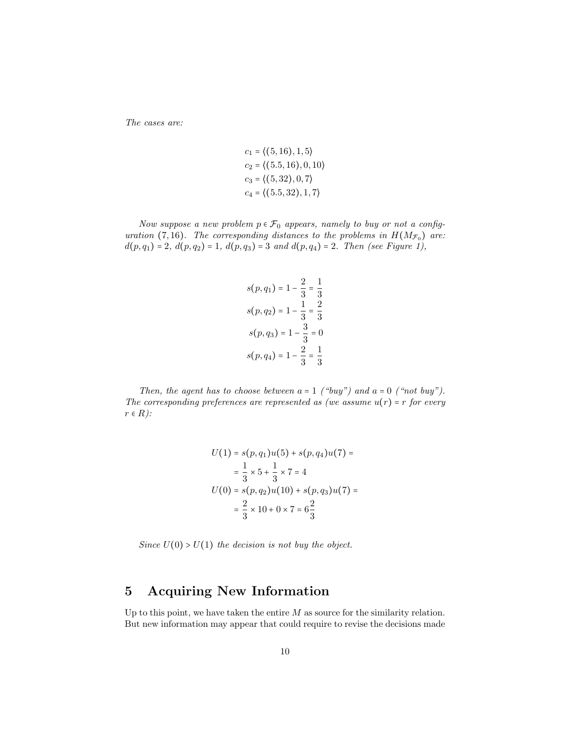*The cases are:*

$$c_1 = \langle (5, 16), 1, 5\rangle$$
$$c_2 = \langle (5.5, 16), 0, 10\rangle$$
$$c_3 = \langle (5, 32), 0, 7\rangle$$
$$c_4 = \langle (5.5, 32), 1, 7\rangle$$

*Now suppose a new problem $p \in \mathcal{F}_0$ appears, namely to buy or not a configuration $(7, 16)$. The corresponding distances to the problems in $H(M_{\mathcal{F}_0})$ are: $d(p, q_1) = 2$, $d(p, q_2) = 1$, $d(p, q_3) = 3$ and $d(p, q_4) = 2$. Then (see Figure 1),*

$$s(p, q_1) = 1 - \frac{2}{3} = \frac{1}{3}$$
$$s(p, q_2) = 1 - \frac{1}{3} = \frac{2}{3}$$
$$s(p, q_3) = 1 - \frac{3}{3} = 0$$
$$s(p, q_4) = 1 - \frac{2}{3} = \frac{1}{3}$$

*Then, the agent has to choose between $a = 1$ ("buy") and $a = 0$ ("not buy"). The corresponding preferences are represented as (we assume $u(r) = r$ for every $r \in R$):*

$$U(1) = s(p, q_1)u(5) + s(p, q_4)u(7) =$$
$$= \frac{1}{3} \times 5 + \frac{1}{3} \times 7 = 4$$
$$U(0) = s(p, q_2)u(10) + s(p, q_3)u(7) =$$
$$= \frac{2}{3} \times 10 + 0 \times 7 = 6\frac{2}{3}$$

*Since $U(0) > U(1)$ the decision is not buy the object.*

# 5 Acquiring New Information

Up to this point, we have taken the entire $M$ as source for the similarity relation. But new information may appear that could require to revise the decisions made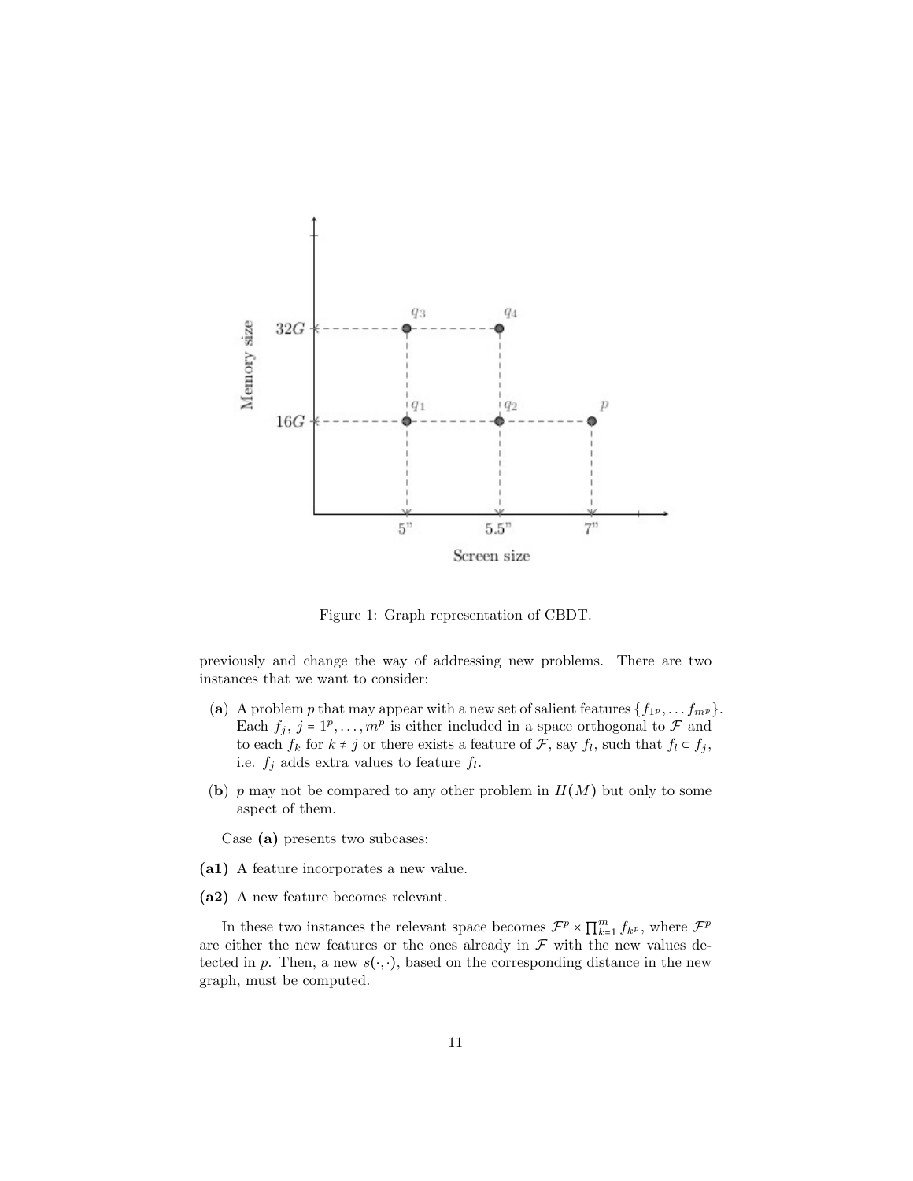Figure 1: Graph representation of CBDT.

previously and change the way of addressing new problems. There are two instances that we want to consider:

(**a**) A problem $p$ that may appear with a new set of salient features $\{f_{1^p}, \dots f_{m^p}\}$. Each $f_j$, $j = 1^p, \dots, m^p$ is either included in a space orthogonal to $\mathcal{F}$ and to each $f_k$ for $k \neq j$ or there exists a feature of $\mathcal{F}$, say $f_l$, such that $f_l \subset f_j$, i.e. $f_j$ adds extra values to feature $f_l$.

(**b**) $p$ may not be compared to any other problem in $H(M)$ but only to some aspect of them.

Case **(a)** presents two subcases:

**(a1)** A feature incorporates a new value.

**(a2)** A new feature becomes relevant.

In these two instances the relevant space becomes $\mathcal{F}^p \times \prod_{k=1}^{m} f_{k^p}$, where $\mathcal{F}^p$ are either the new features or the ones already in $\mathcal{F}$ with the new values detected in $p$. Then, a new $s(\cdot, \cdot)$, based on the corresponding distance in the new graph, must be computed.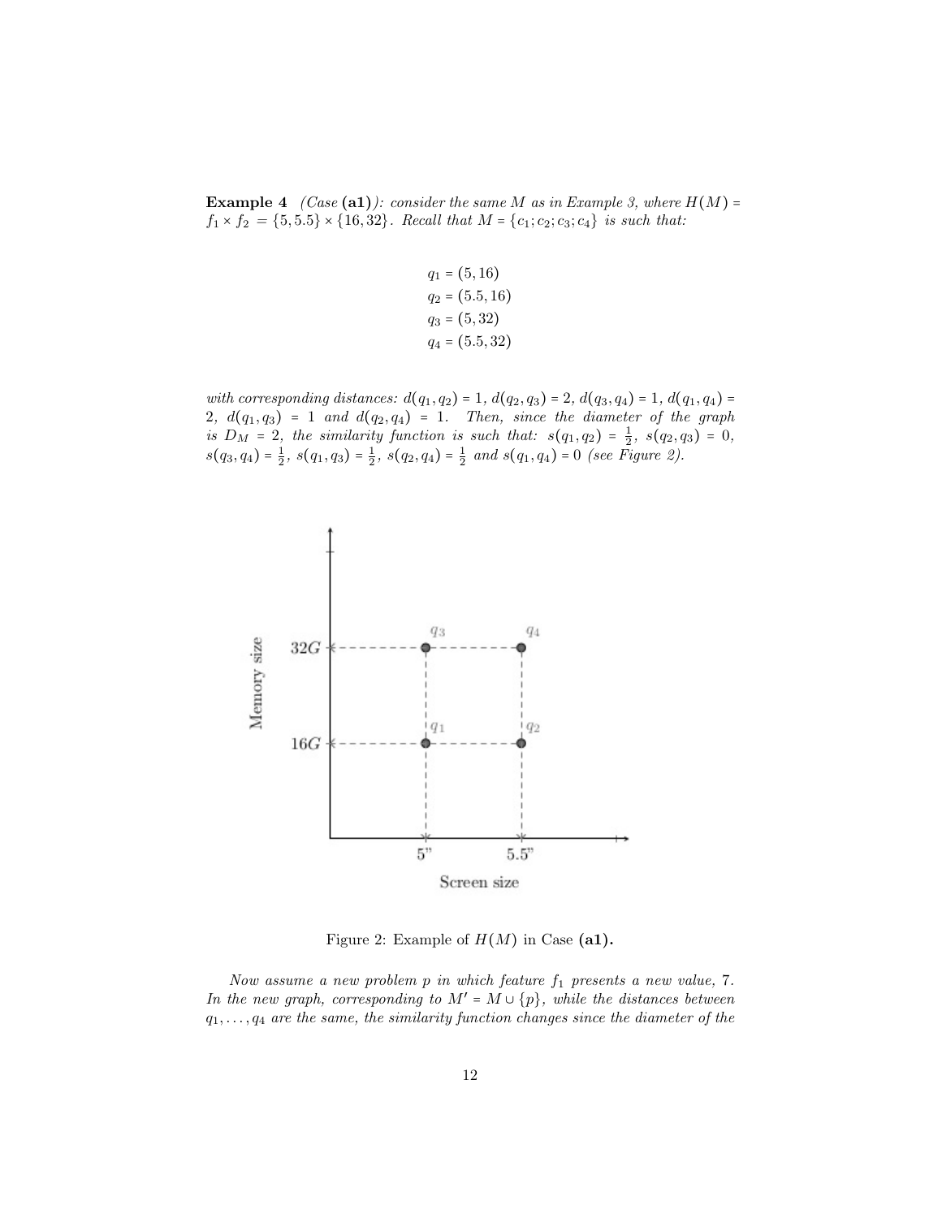**Example 4** *(Case* **(a1)***): consider the same $M$ as in Example 3, where $H(M) = f_1 \times f_2 = \{5, 5.5\} \times \{16, 32\}$. Recall that $M = \{c_1; c_2; c_3; c_4\}$ is such that:*

$$q_1 = (5, 16)$$
$$q_2 = (5.5, 16)$$
$$q_3 = (5, 32)$$
$$q_4 = (5.5, 32)$$

*with corresponding distances: $d(q_1, q_2) = 1$, $d(q_2, q_3) = 2$, $d(q_3, q_4) = 1$, $d(q_1, q_4) = 2$, $d(q_1, q_3) = 1$ and $d(q_2, q_4) = 1$. Then, since the diameter of the graph is $D_M = 2$, the similarity function is such that: $s(q_1, q_2) = \frac{1}{2}$, $s(q_2, q_3) = 0$, $s(q_3, q_4) = \frac{1}{2}$, $s(q_1, q_3) = \frac{1}{2}$, $s(q_2, q_4) = \frac{1}{2}$ and $s(q_1, q_4) = 0$ (see Figure 2).*

Figure 2: Example of $H(M)$ in Case **(a1).**

*Now assume a new problem $p$ in which feature $f_1$ presents a new value, 7. In the new graph, corresponding to $M' = M \cup \{p\}$, while the distances between $q_1, \ldots, q_4$ are the same, the similarity function changes since the diameter of the*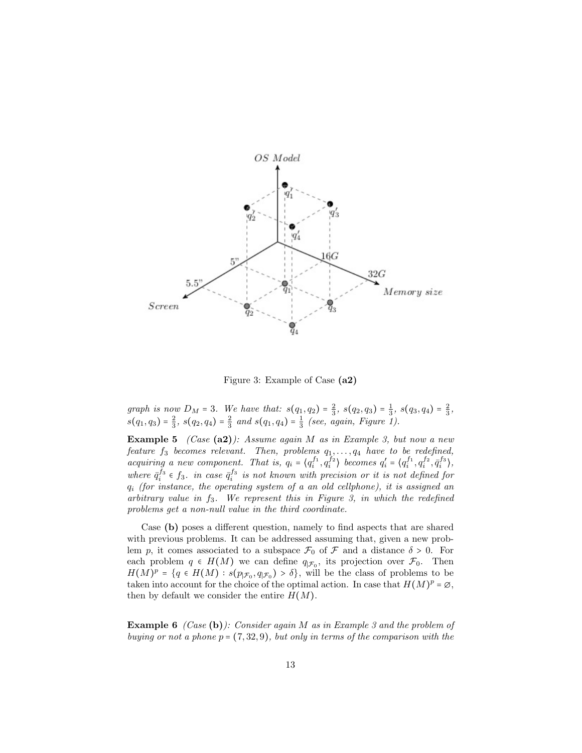Figure 3: Example of Case **(a2)**

*graph is now $D_M = 3$. We have that: $s(q_1, q_2) = \frac{2}{3}$, $s(q_2, q_3) = \frac{1}{3}$, $s(q_3, q_4) = \frac{2}{3}$, $s(q_1, q_3) = \frac{2}{3}$, $s(q_2, q_4) = \frac{2}{3}$ and $s(q_1, q_4) = \frac{1}{3}$ (see, again, Figure 1).*

**Example 5** *(Case* **(a2)***): Assume again $M$ as in Example 3, but now a new feature $f_3$ becomes relevant. Then, problems $q_1, \ldots, q_4$ have to be redefined, acquiring a new component. That is, $q_i = \langle q_i^{f_1}, q_i^{f_2} \rangle$ becomes $q_i' = \langle q_i^{f_1}, q_i^{f_2}, \bar{q}_i^{f_3} \rangle$, where $\bar{q}_i^{f_3} \in f_3$. in case $\bar{q}_i^{f_3}$ is not known with precision or it is not defined for $q_i$ (for instance, the operating system of a an old cellphone), it is assigned an arbitrary value in $f_3$. We represent this in Figure 3, in which the redefined problems get a non-null value in the third coordinate.*

Case **(b)** poses a different question, namely to find aspects that are shared with previous problems. It can be addressed assuming that, given a new problem $p$, it comes associated to a subspace $\mathcal{F}_0$ of $\mathcal{F}$ and a distance $\delta > 0$. For each problem $q \in H(M)$ we can define $q_{|\mathcal{F}_0}$, its projection over $\mathcal{F}_0$. Then $H(M)^p = \{q \in H(M) : s(p_{|\mathcal{F}_0}, q_{|\mathcal{F}_0}) > \delta\}$, will be the class of problems to be taken into account for the choice of the optimal action. In case that $H(M)^p = \varnothing$, then by default we consider the entire $H(M)$.

**Example 6** *(Case* **(b)***): Consider again $M$ as in Example 3 and the problem of buying or not a phone $p = (7, 32, 9)$, but only in terms of the comparison with the*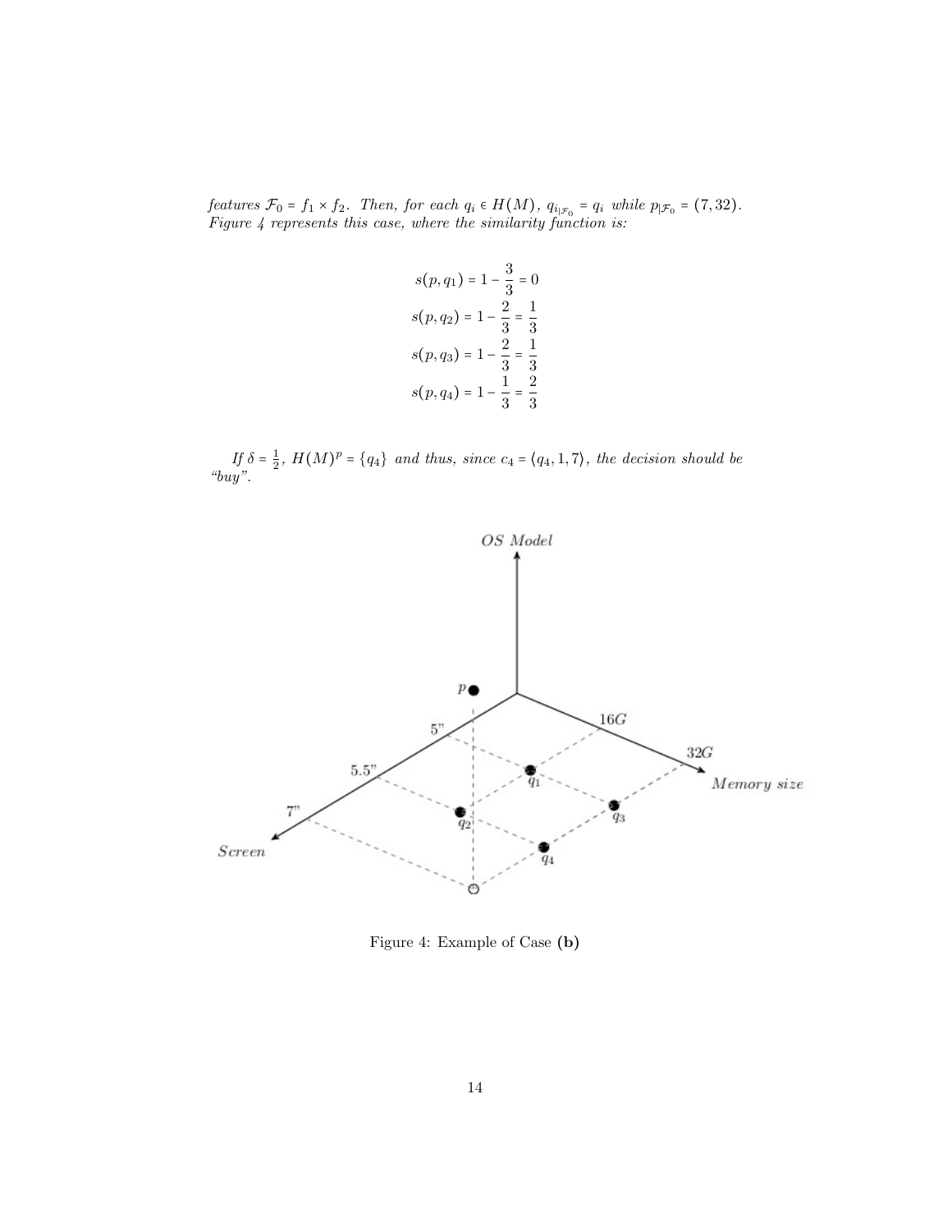*features* $\mathcal{F}_0 = f_1 \times f_2$. *Then, for each* $q_i \in H(M)$, $q_{i|\mathcal{F}_0} = q_i$ *while* $p_{|\mathcal{F}_0} = (7, 32)$. *Figure 4 represents this case, where the similarity function is:*

$$
\begin{aligned}
s(p, q_1) &= 1 - \frac{3}{3} = 0 \\
s(p, q_2) &= 1 - \frac{2}{3} = \frac{1}{3} \\
s(p, q_3) &= 1 - \frac{2}{3} = \frac{1}{3} \\
s(p, q_4) &= 1 - \frac{1}{3} = \frac{2}{3}
\end{aligned}
$$

*If* $\delta = \frac{1}{2}$, $H(M)^p = \{q_4\}$ *and thus, since* $c_4 = \langle q_4, 1, 7 \rangle$, *the decision should be "buy".*

Figure 4: Example of Case **(b)**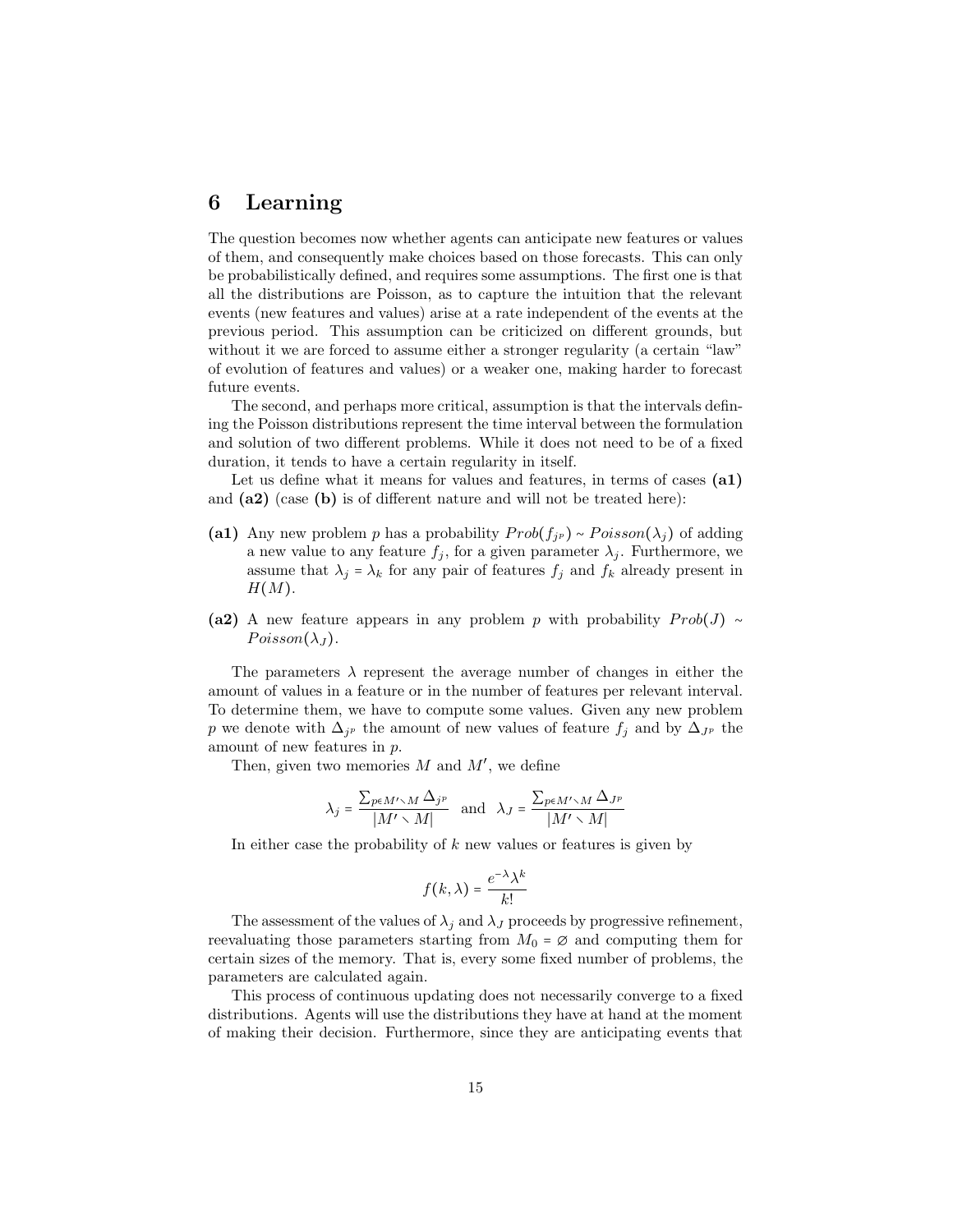# 6 Learning

The question becomes now whether agents can anticipate new features or values of them, and consequently make choices based on those forecasts. This can only be probabilistically defined, and requires some assumptions. The first one is that all the distributions are Poisson, as to capture the intuition that the relevant events (new features and values) arise at a rate independent of the events at the previous period. This assumption can be criticized on different grounds, but without it we are forced to assume either a stronger regularity (a certain "law" of evolution of features and values) or a weaker one, making harder to forecast future events.

The second, and perhaps more critical, assumption is that the intervals defining the Poisson distributions represent the time interval between the formulation and solution of two different problems. While it does not need to be of a fixed duration, it tends to have a certain regularity in itself.

Let us define what it means for values and features, in terms of cases **(a1)** and **(a2)** (case **(b)** is of different nature and will not be treated here):

- **(a1)** Any new problem $p$ has a probability $Prob(f_{j^p}) \sim Poisson(\lambda_j)$ of adding a new value to any feature $f_j$, for a given parameter $\lambda_j$. Furthermore, we assume that $\lambda_j = \lambda_k$ for any pair of features $f_j$ and $f_k$ already present in $H(M)$.
- **(a2)** A new feature appears in any problem $p$ with probability $Prob(J) \sim Poisson(\lambda_J)$.

The parameters $\lambda$ represent the average number of changes in either the amount of values in a feature or in the number of features per relevant interval. To determine them, we have to compute some values. Given any new problem $p$ we denote with $\Delta_{j^p}$ the amount of new values of feature $f_j$ and by $\Delta_{J^p}$ the amount of new features in $p$.

Then, given two memories $M$ and $M'$, we define

$$\lambda_j = \frac{\sum_{p \in M' \setminus M} \Delta_{j^p}}{|M' \setminus M|} \quad \text{and} \quad \lambda_J = \frac{\sum_{p \in M' \setminus M} \Delta_{J^p}}{|M' \setminus M|}$$

In either case the probability of $k$ new values or features is given by

$$f(k, \lambda) = \frac{e^{-\lambda} \lambda^k}{k!}$$

The assessment of the values of $\lambda_j$ and $\lambda_J$ proceeds by progressive refinement, reevaluating those parameters starting from $M_0 = \emptyset$ and computing them for certain sizes of the memory. That is, every some fixed number of problems, the parameters are calculated again.

This process of continuous updating does not necessarily converge to a fixed distributions. Agents will use the distributions they have at hand at the moment of making their decision. Furthermore, since they are anticipating events that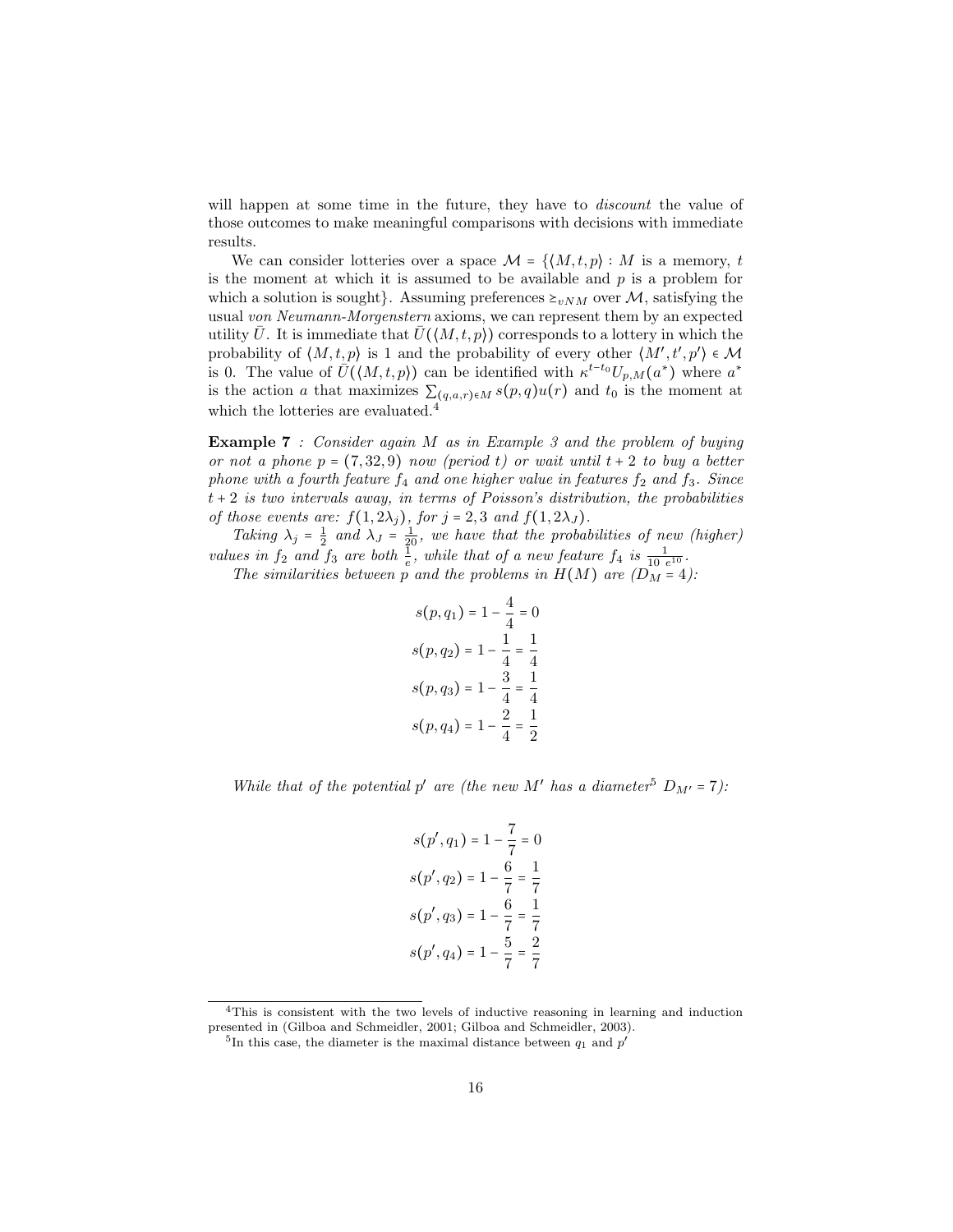will happen at some time in the future, they have to *discount* the value of those outcomes to make meaningful comparisons with decisions with immediate results.

We can consider lotteries over a space $\mathcal{M} = \{\langle M, t, p\rangle : M$ is a memory, $t$ is the moment at which it is assumed to be available and $p$ is a problem for which a solution is sought$\}$. Assuming preferences $\succeq_{vNM}$ over $\mathcal{M}$, satisfying the usual *von Neumann-Morgenstern* axioms, we can represent them by an expected utility $\bar{U}$. It is immediate that $\bar{U}(\langle M, t, p\rangle)$ corresponds to a lottery in which the probability of $\langle M, t, p\rangle$ is 1 and the probability of every other $\langle M', t', p'\rangle \in \mathcal{M}$ is 0. The value of $\bar{U}(\langle M, t, p\rangle)$ can be identified with $\kappa^{t-t_0} U_{p,M}(a^*)$ where $a^*$ is the action $a$ that maximizes $\sum_{(q,a,r)\in M} s(p,q)u(r)$ and $t_0$ is the moment at which the lotteries are evaluated.[4]

**Example 7** *: Consider again $M$ as in Example 3 and the problem of buying or not a phone $p = (7, 32, 9)$ now (period $t$) or wait until $t+2$ to buy a better phone with a fourth feature $f_4$ and one higher value in features $f_2$ and $f_3$. Since $t+2$ is two intervals away, in terms of Poisson's distribution, the probabilities of those events are: $f(1, 2\lambda_j)$, for $j = 2, 3$ and $f(1, 2\lambda_J)$.*

*Taking $\lambda_j = \frac{1}{2}$ and $\lambda_J = \frac{1}{20}$, we have that the probabilities of new (higher) values in $f_2$ and $f_3$ are both $\frac{1}{e}$, while that of a new feature $f_4$ is $\frac{1}{10\ e^{10}}$.*

*The similarities between $p$ and the problems in $H(M)$ are ($D_M = 4$):*

$$s(p, q_1) = 1 - \frac{4}{4} = 0$$
$$s(p, q_2) = 1 - \frac{1}{4} = \frac{1}{4}$$
$$s(p, q_3) = 1 - \frac{3}{4} = \frac{1}{4}$$
$$s(p, q_4) = 1 - \frac{2}{4} = \frac{1}{2}$$

*While that of the potential $p'$ are (the new $M'$ has a diameter[5] $D_{M'} = 7$):*

$$s(p', q_1) = 1 - \frac{7}{7} = 0$$
$$s(p', q_2) = 1 - \frac{6}{7} = \frac{1}{7}$$
$$s(p', q_3) = 1 - \frac{6}{7} = \frac{1}{7}$$
$$s(p', q_4) = 1 - \frac{5}{7} = \frac{2}{7}$$

---

[4] This is consistent with the two levels of inductive reasoning in learning and induction presented in (Gilboa and Schmeidler, 2001; Gilboa and Schmeidler, 2003).

[5] In this case, the diameter is the maximal distance between $q_1$ and $p'$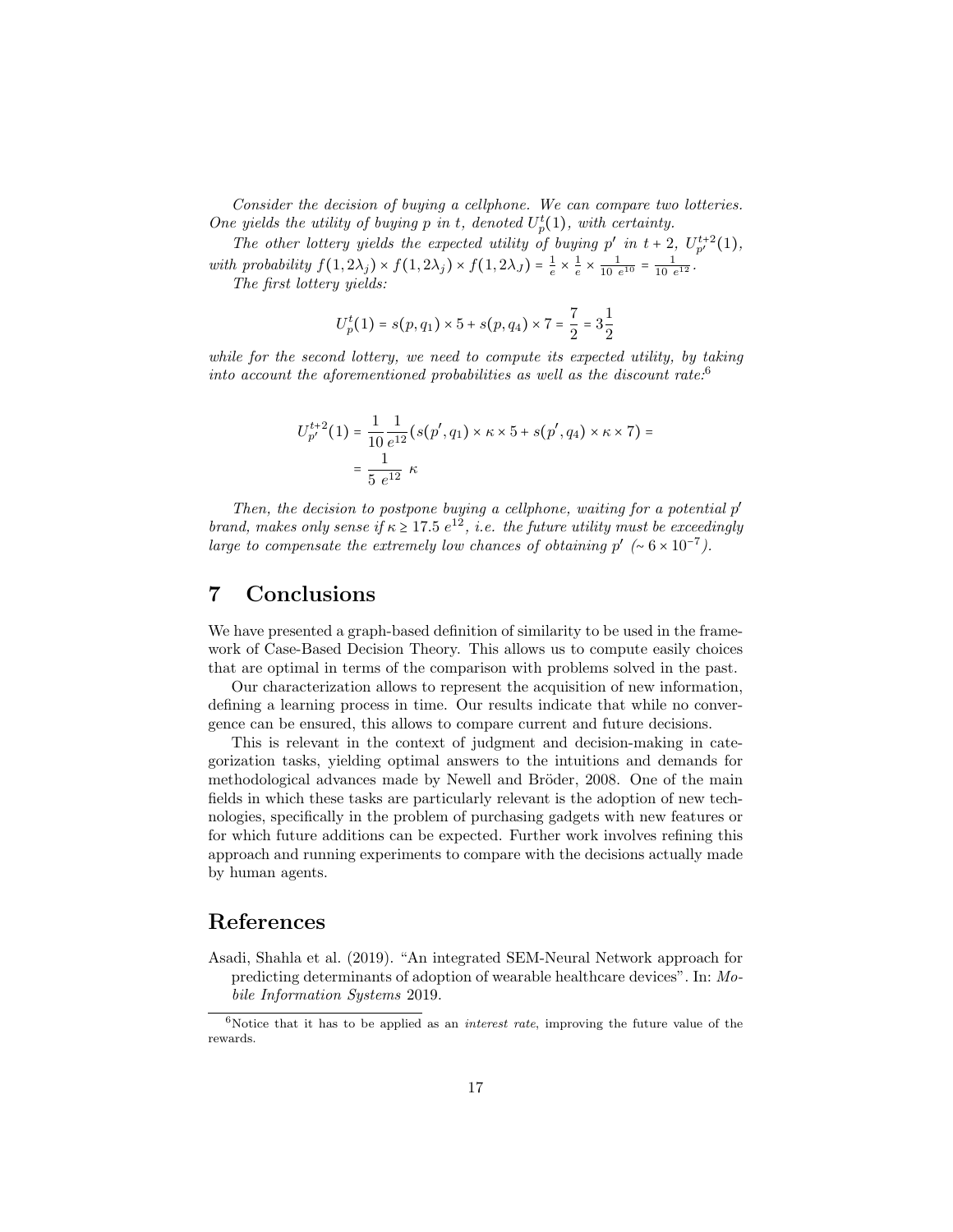*Consider the decision of buying a cellphone. We can compare two lotteries. One yields the utility of buying $p$ in $t$, denoted $U_p^t(1)$, with certainty.*

*The other lottery yields the expected utility of buying $p'$ in $t+2$, $U_{p'}^{t+2}(1)$, with probability $f(1, 2\lambda_j) \times f(1, 2\lambda_j) \times f(1, 2\lambda_J) = \frac{1}{e} \times \frac{1}{e} \times \frac{1}{10\ e^{10}} = \frac{1}{10\ e^{12}}$.*

*The first lottery yields:*

$$U_p^t(1) = s(p, q_1) \times 5 + s(p, q_4) \times 7 = \frac{7}{2} = 3\frac{1}{2}$$

*while for the second lottery, we need to compute its expected utility, by taking into account the aforementioned probabilities as well as the discount rate:*[6]

$$U_{p'}^{t+2}(1) = \frac{1}{10}\frac{1}{e^{12}}(s(p', q_1) \times \kappa \times 5 + s(p', q_4) \times \kappa \times 7) =$$
$$= \frac{1}{5\ e^{12}}\ \kappa$$

*Then, the decision to postpone buying a cellphone, waiting for a potential $p'$ brand, makes only sense if $\kappa \geq 17.5\ e^{12}$, i.e. the future utility must be exceedingly large to compensate the extremely low chances of obtaining $p'$ ($\sim 6 \times 10^{-7}$).*

## 7 Conclusions

We have presented a graph-based definition of similarity to be used in the framework of Case-Based Decision Theory. This allows us to compute easily choices that are optimal in terms of the comparison with problems solved in the past.

Our characterization allows to represent the acquisition of new information, defining a learning process in time. Our results indicate that while no convergence can be ensured, this allows to compare current and future decisions.

This is relevant in the context of judgment and decision-making in categorization tasks, yielding optimal answers to the intuitions and demands for methodological advances made by Newell and Bröder, 2008. One of the main fields in which these tasks are particularly relevant is the adoption of new technologies, specifically in the problem of purchasing gadgets with new features or for which future additions can be expected. Further work involves refining this approach and running experiments to compare with the decisions actually made by human agents.

## References

Asadi, Shahla et al. (2019). "An integrated SEM-Neural Network approach for predicting determinants of adoption of wearable healthcare devices". In: *Mobile Information Systems* 2019.

[6] Notice that it has to be applied as an *interest rate*, improving the future value of the rewards.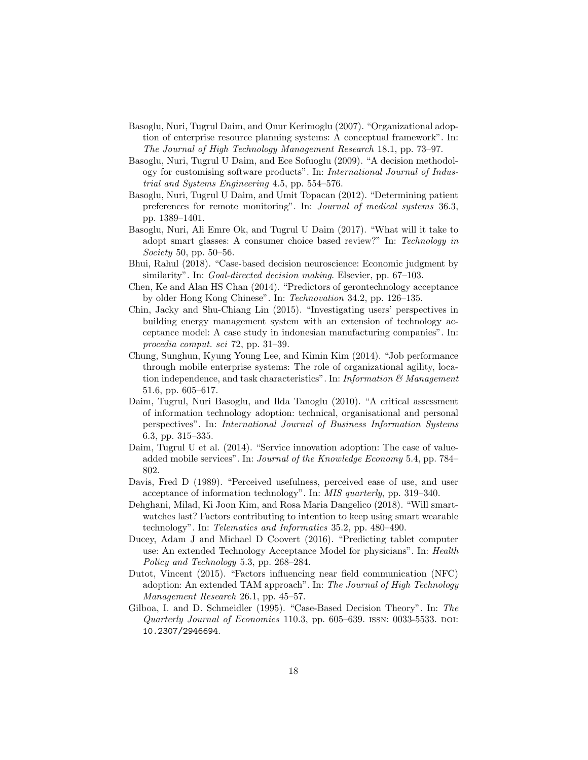Basoglu, Nuri, Tugrul Daim, and Onur Kerimoglu (2007). "Organizational adoption of enterprise resource planning systems: A conceptual framework". In: *The Journal of High Technology Management Research* 18.1, pp. 73–97.

Basoglu, Nuri, Tugrul U Daim, and Ece Sofuoglu (2009). "A decision methodology for customising software products". In: *International Journal of Industrial and Systems Engineering* 4.5, pp. 554–576.

Basoglu, Nuri, Tugrul U Daim, and Umit Topacan (2012). "Determining patient preferences for remote monitoring". In: *Journal of medical systems* 36.3, pp. 1389–1401.

Basoglu, Nuri, Ali Emre Ok, and Tugrul U Daim (2017). "What will it take to adopt smart glasses: A consumer choice based review?" In: *Technology in Society* 50, pp. 50–56.

Bhui, Rahul (2018). "Case-based decision neuroscience: Economic judgment by similarity". In: *Goal-directed decision making*. Elsevier, pp. 67–103.

Chen, Ke and Alan HS Chan (2014). "Predictors of gerontechnology acceptance by older Hong Kong Chinese". In: *Technovation* 34.2, pp. 126–135.

Chin, Jacky and Shu-Chiang Lin (2015). "Investigating users' perspectives in building energy management system with an extension of technology acceptance model: A case study in indonesian manufacturing companies". In: *procedia comput. sci* 72, pp. 31–39.

Chung, Sunghun, Kyung Young Lee, and Kimin Kim (2014). "Job performance through mobile enterprise systems: The role of organizational agility, location independence, and task characteristics". In: *Information & Management* 51.6, pp. 605–617.

Daim, Tugrul, Nuri Basoglu, and Ilda Tanoglu (2010). "A critical assessment of information technology adoption: technical, organisational and personal perspectives". In: *International Journal of Business Information Systems* 6.3, pp. 315–335.

Daim, Tugrul U et al. (2014). "Service innovation adoption: The case of value-added mobile services". In: *Journal of the Knowledge Economy* 5.4, pp. 784–802.

Davis, Fred D (1989). "Perceived usefulness, perceived ease of use, and user acceptance of information technology". In: *MIS quarterly*, pp. 319–340.

Dehghani, Milad, Ki Joon Kim, and Rosa Maria Dangelico (2018). "Will smartwatches last? Factors contributing to intention to keep using smart wearable technology". In: *Telematics and Informatics* 35.2, pp. 480–490.

Ducey, Adam J and Michael D Coovert (2016). "Predicting tablet computer use: An extended Technology Acceptance Model for physicians". In: *Health Policy and Technology* 5.3, pp. 268–284.

Dutot, Vincent (2015). "Factors influencing near field communication (NFC) adoption: An extended TAM approach". In: *The Journal of High Technology Management Research* 26.1, pp. 45–57.

Gilboa, I. and D. Schmeidler (1995). "Case-Based Decision Theory". In: *The Quarterly Journal of Economics* 110.3, pp. 605–639. ISSN: 0033-5533. DOI: 10.2307/2946694.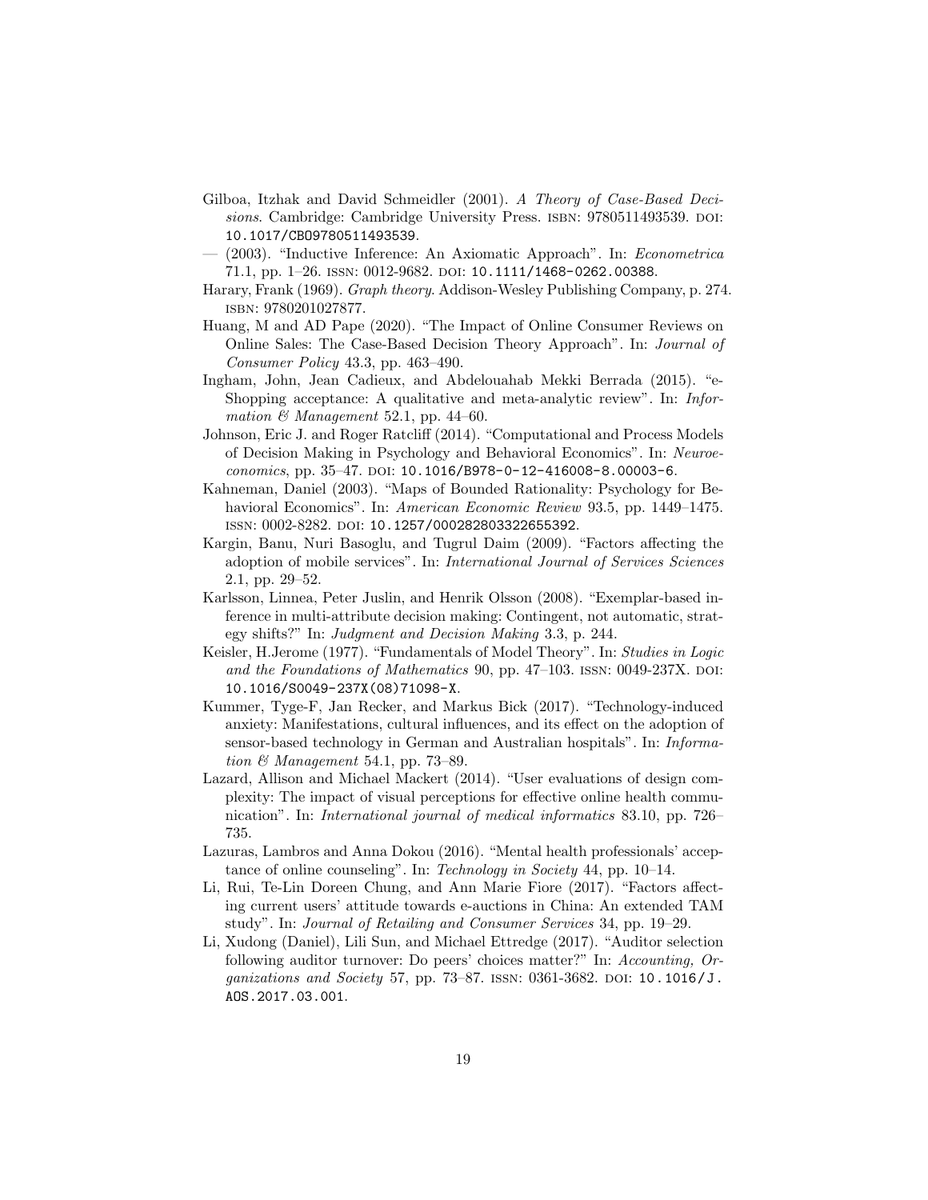- Gilboa, Itzhak and David Schmeidler (2001). *A Theory of Case-Based Decisions*. Cambridge: Cambridge University Press. ISBN: 9780511493539. DOI: 10.1017/CBO9780511493539.
- — (2003). "Inductive Inference: An Axiomatic Approach". In: *Econometrica* 71.1, pp. 1–26. ISSN: 0012-9682. DOI: 10.1111/1468-0262.00388.
- Harary, Frank (1969). *Graph theory*. Addison-Wesley Publishing Company, p. 274. ISBN: 9780201027877.
- Huang, M and AD Pape (2020). "The Impact of Online Consumer Reviews on Online Sales: The Case-Based Decision Theory Approach". In: *Journal of Consumer Policy* 43.3, pp. 463–490.
- Ingham, John, Jean Cadieux, and Abdelouahab Mekki Berrada (2015). "e-Shopping acceptance: A qualitative and meta-analytic review". In: *Information & Management* 52.1, pp. 44–60.
- Johnson, Eric J. and Roger Ratcliff (2014). "Computational and Process Models of Decision Making in Psychology and Behavioral Economics". In: *Neuroeconomics*, pp. 35–47. DOI: 10.1016/B978-0-12-416008-8.00003-6.
- Kahneman, Daniel (2003). "Maps of Bounded Rationality: Psychology for Behavioral Economics". In: *American Economic Review* 93.5, pp. 1449–1475. ISSN: 0002-8282. DOI: 10.1257/000282803322655392.
- Kargin, Banu, Nuri Basoglu, and Tugrul Daim (2009). "Factors affecting the adoption of mobile services". In: *International Journal of Services Sciences* 2.1, pp. 29–52.
- Karlsson, Linnea, Peter Juslin, and Henrik Olsson (2008). "Exemplar-based inference in multi-attribute decision making: Contingent, not automatic, strategy shifts?" In: *Judgment and Decision Making* 3.3, p. 244.
- Keisler, H.Jerome (1977). "Fundamentals of Model Theory". In: *Studies in Logic and the Foundations of Mathematics* 90, pp. 47–103. ISSN: 0049-237X. DOI: 10.1016/S0049-237X(08)71098-X.
- Kummer, Tyge-F, Jan Recker, and Markus Bick (2017). "Technology-induced anxiety: Manifestations, cultural influences, and its effect on the adoption of sensor-based technology in German and Australian hospitals". In: *Information & Management* 54.1, pp. 73–89.
- Lazard, Allison and Michael Mackert (2014). "User evaluations of design complexity: The impact of visual perceptions for effective online health communication". In: *International journal of medical informatics* 83.10, pp. 726–735.
- Lazuras, Lambros and Anna Dokou (2016). "Mental health professionals' acceptance of online counseling". In: *Technology in Society* 44, pp. 10–14.
- Li, Rui, Te-Lin Doreen Chung, and Ann Marie Fiore (2017). "Factors affecting current users' attitude towards e-auctions in China: An extended TAM study". In: *Journal of Retailing and Consumer Services* 34, pp. 19–29.
- Li, Xudong (Daniel), Lili Sun, and Michael Ettredge (2017). "Auditor selection following auditor turnover: Do peers' choices matter?" In: *Accounting, Organizations and Society* 57, pp. 73–87. ISSN: 0361-3682. DOI: 10.1016/J.AOS.2017.03.001.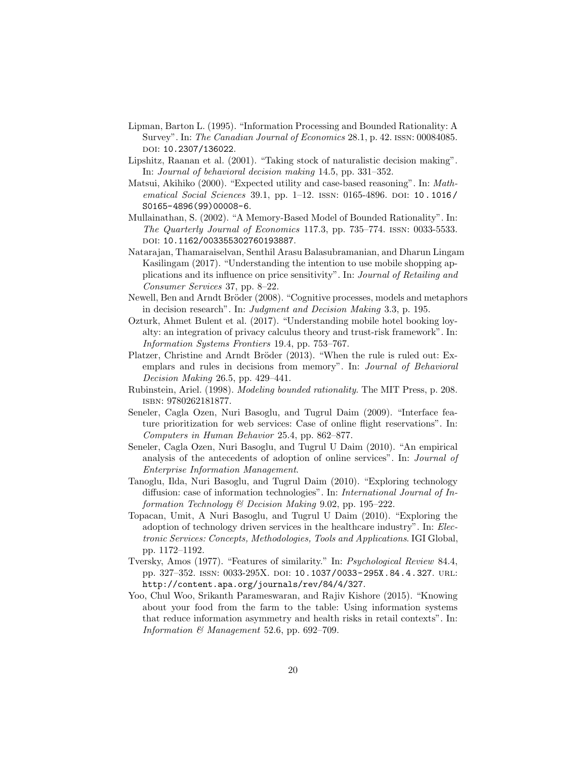Lipman, Barton L. (1995). "Information Processing and Bounded Rationality: A Survey". In: *The Canadian Journal of Economics* 28.1, p. 42. ISSN: 00084085. DOI: 10.2307/136022.

Lipshitz, Raanan et al. (2001). "Taking stock of naturalistic decision making". In: *Journal of behavioral decision making* 14.5, pp. 331–352.

Matsui, Akihiko (2000). "Expected utility and case-based reasoning". In: *Mathematical Social Sciences* 39.1, pp. 1–12. ISSN: 0165-4896. DOI: 10.1016/S0165-4896(99)00008-6.

Mullainathan, S. (2002). "A Memory-Based Model of Bounded Rationality". In: *The Quarterly Journal of Economics* 117.3, pp. 735–774. ISSN: 0033-5533. DOI: 10.1162/003355302760193887.

Natarajan, Thamaraiselvan, Senthil Arasu Balasubramanian, and Dharun Lingam Kasilingam (2017). "Understanding the intention to use mobile shopping applications and its influence on price sensitivity". In: *Journal of Retailing and Consumer Services* 37, pp. 8–22.

Newell, Ben and Arndt Bröder (2008). "Cognitive processes, models and metaphors in decision research". In: *Judgment and Decision Making* 3.3, p. 195.

Ozturk, Ahmet Bulent et al. (2017). "Understanding mobile hotel booking loyalty: an integration of privacy calculus theory and trust-risk framework". In: *Information Systems Frontiers* 19.4, pp. 753–767.

Platzer, Christine and Arndt Bröder (2013). "When the rule is ruled out: Exemplars and rules in decisions from memory". In: *Journal of Behavioral Decision Making* 26.5, pp. 429–441.

Rubinstein, Ariel. (1998). *Modeling bounded rationality*. The MIT Press, p. 208. ISBN: 9780262181877.

Seneler, Cagla Ozen, Nuri Basoglu, and Tugrul Daim (2009). "Interface feature prioritization for web services: Case of online flight reservations". In: *Computers in Human Behavior* 25.4, pp. 862–877.

Seneler, Cagla Ozen, Nuri Basoglu, and Tugrul U Daim (2010). "An empirical analysis of the antecedents of adoption of online services". In: *Journal of Enterprise Information Management*.

Tanoglu, Ilda, Nuri Basoglu, and Tugrul Daim (2010). "Exploring technology diffusion: case of information technologies". In: *International Journal of Information Technology & Decision Making* 9.02, pp. 195–222.

Topacan, Umit, A Nuri Basoglu, and Tugrul U Daim (2010). "Exploring the adoption of technology driven services in the healthcare industry". In: *Electronic Services: Concepts, Methodologies, Tools and Applications*. IGI Global, pp. 1172–1192.

Tversky, Amos (1977). "Features of similarity." In: *Psychological Review* 84.4, pp. 327–352. ISSN: 0033-295X. DOI: 10.1037/0033-295X.84.4.327. URL: http://content.apa.org/journals/rev/84/4/327.

Yoo, Chul Woo, Srikanth Parameswaran, and Rajiv Kishore (2015). "Knowing about your food from the farm to the table: Using information systems that reduce information asymmetry and health risks in retail contexts". In: *Information & Management* 52.6, pp. 692–709.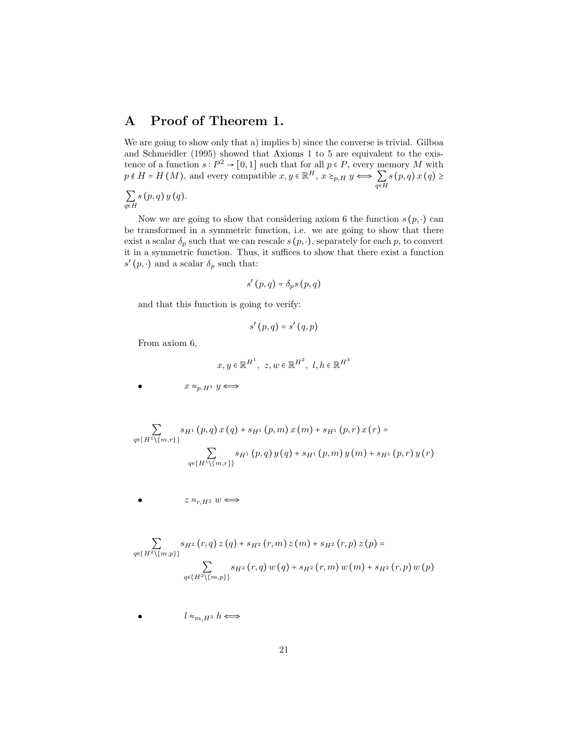# A Proof of Theorem 1.

We are going to show only that a) implies b) since the converse is trivial. Gilboa and Schmeidler (1995) showed that Axioms 1 to 5 are equivalent to the existence of a function $s : P^2 \to [0,1]$ such that for all $p \in P$, every memory $M$ with $p \notin H = H(M)$, and every compatible $x, y \in \mathbb{R}^H$, $x \succeq_{p,H} y \Longleftrightarrow \sum_{q \in H} s(p,q)\, x(q) \geq \sum_{q \in H} s(p,q)\, y(q)$.

Now we are going to show that considering axiom 6 the function $s(p,\cdot)$ can be transformed in a symmetric function, i.e. we are going to show that there exist a scalar $\delta_p$ such that we can rescale $s(p,\cdot)$, separately for each $p$, to convert it in a symmetric function. Thus, it suffices to show that there exist a function $s'(p,\cdot)$ and a scalar $\delta_p$ such that:

$$s'(p,q) = \delta_p s(p,q)$$

and that this function is going to verify:

$$s'(p,q) = s'(q,p)$$

From axiom 6,

$$x, y \in \mathbb{R}^{H^1},\ z, w \in \mathbb{R}^{H^2},\ l, h \in \mathbb{R}^{H^3}$$

- $x \approx_{p,H^1} y \Longleftrightarrow$

$$\sum_{q \in \{H^1 \setminus \{m,r\}\}} s_{H^1}(p,q)\, x(q) + s_{H^1}(p,m)\, x(m) + s_{H^1}(p,r)\, x(r) = \sum_{q \in \{H^1 \setminus \{m,r\}\}} s_{H^1}(p,q)\, y(q) + s_{H^1}(p,m)\, y(m) + s_{H^1}(p,r)\, y(r)$$

- $z \approx_{r,H^2} w \Longleftrightarrow$

$$\sum_{q \in \{H^2 \setminus \{m,p\}\}} s_{H^2}(r,q)\, z(q) + s_{H^2}(r,m)\, z(m) + s_{H^2}(r,p)\, z(p) = \sum_{q \in \{H^2 \setminus \{m,p\}\}} s_{H^2}(r,q)\, w(q) + s_{H^2}(r,m)\, w(m) + s_{H^2}(r,p)\, w(p)$$

- $l \approx_{m,H^3} h \Longleftrightarrow$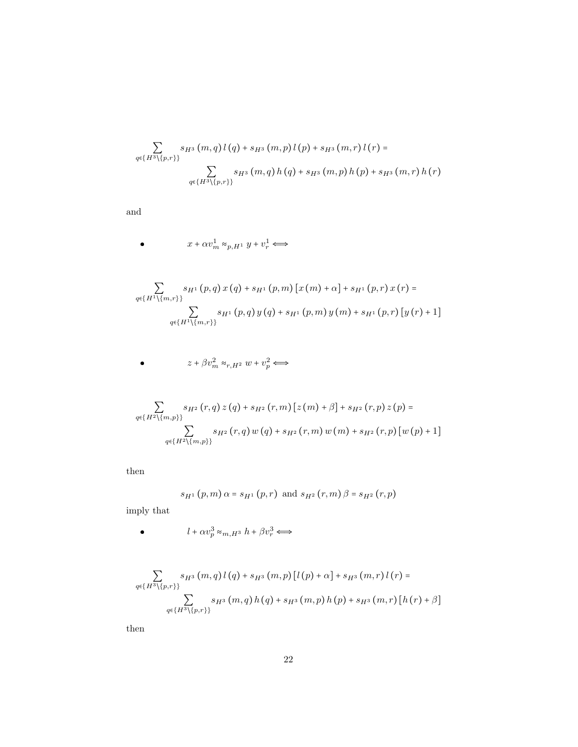$$\sum_{q\in\{H^3\backslash\{p,r\}\}} s_{H^3}(m,q)\,l(q) + s_{H^3}(m,p)\,l(p) + s_{H^3}(m,r)\,l(r) = \sum_{q\in\{H^3\backslash\{p,r\}\}} s_{H^3}(m,q)\,h(q) + s_{H^3}(m,p)\,h(p) + s_{H^3}(m,r)\,h(r)$$

and

- $$x + \alpha v_m^1 \approx_{p,H^1} y + v_r^1 \iff$$

$$\sum_{q\in\{H^1\backslash\{m,r\}\}} s_{H^1}(p,q)\,x(q) + s_{H^1}(p,m)\,[x(m)+\alpha] + s_{H^1}(p,r)\,x(r) = \sum_{q\in\{H^1\backslash\{m,r\}\}} s_{H^1}(p,q)\,y(q) + s_{H^1}(p,m)\,y(m) + s_{H^1}(p,r)\,[y(r)+1]$$

- $$z + \beta v_m^2 \approx_{r,H^2} w + v_p^2 \iff$$

$$\sum_{q\in\{H^2\backslash\{m,p\}\}} s_{H^2}(r,q)\,z(q) + s_{H^2}(r,m)\,[z(m)+\beta] + s_{H^2}(r,p)\,z(p) = \sum_{q\in\{H^2\backslash\{m,p\}\}} s_{H^2}(r,q)\,w(q) + s_{H^2}(r,m)\,w(m) + s_{H^2}(r,p)\,[w(p)+1]$$

then

$$s_{H^1}(p,m)\,\alpha = s_{H^1}(p,r) \text{ and } s_{H^2}(r,m)\,\beta = s_{H^2}(r,p)$$

imply that

- $$l + \alpha v_p^3 \approx_{m,H^3} h + \beta v_r^3 \iff$$

$$\sum_{q\in\{H^3\backslash\{p,r\}\}} s_{H^3}(m,q)\,l(q) + s_{H^3}(m,p)\,[l(p)+\alpha] + s_{H^3}(m,r)\,l(r) = \sum_{q\in\{H^3\backslash\{p,r\}\}} s_{H^3}(m,q)\,h(q) + s_{H^3}(m,p)\,h(p) + s_{H^3}(m,r)\,[h(r)+\beta]$$

then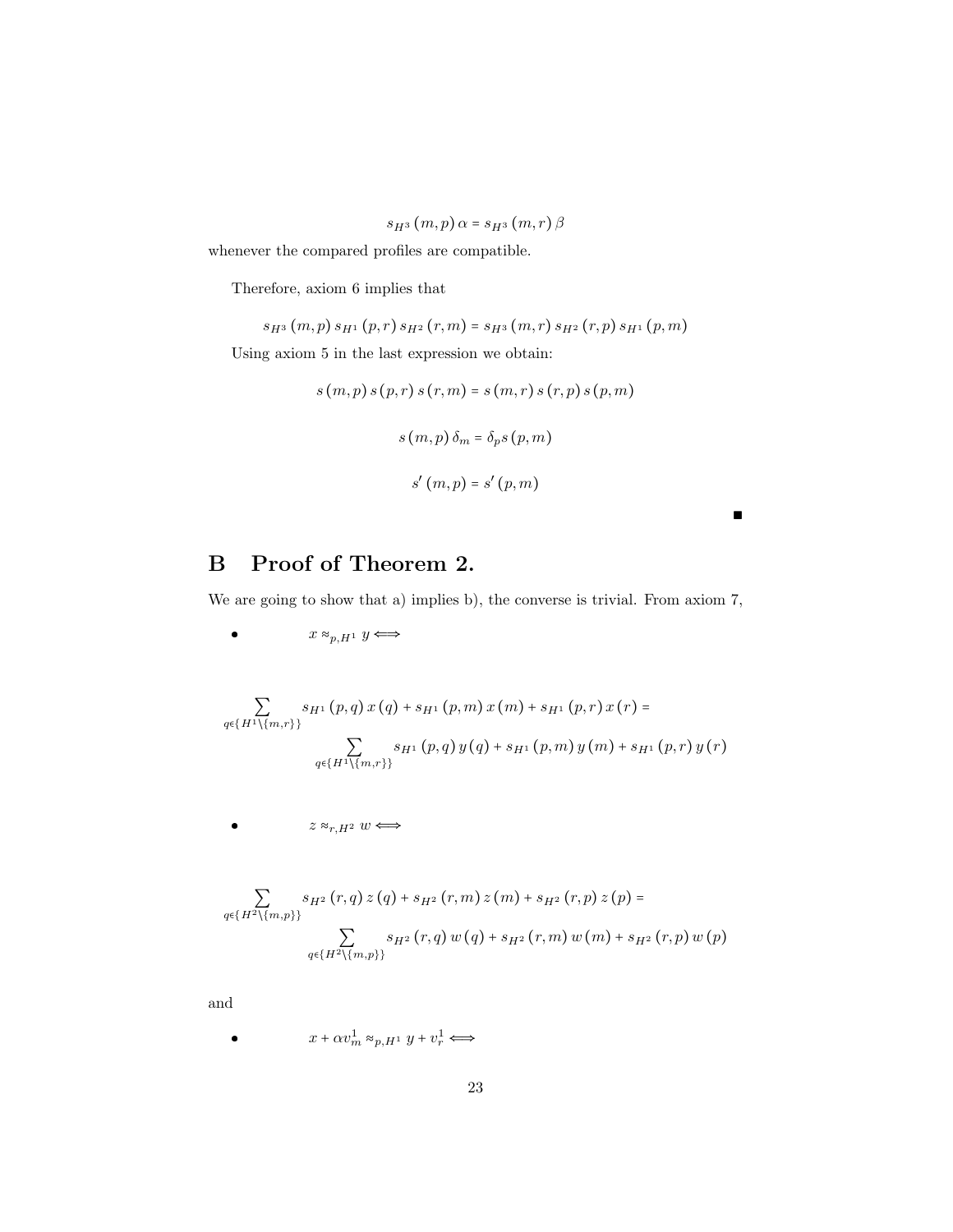$$s_{H^3}(m,p)\,\alpha = s_{H^3}(m,r)\,\beta$$

whenever the compared profiles are compatible.

Therefore, axiom 6 implies that

$$s_{H^3}(m,p)\,s_{H^1}(p,r)\,s_{H^2}(r,m) = s_{H^3}(m,r)\,s_{H^2}(r,p)\,s_{H^1}(p,m)$$

Using axiom 5 in the last expression we obtain:

$$s(m,p)\,s(p,r)\,s(r,m) = s(m,r)\,s(r,p)\,s(p,m)$$

$$s(m,p)\,\delta_m = \delta_p s(p,m)$$

$$s'(m,p) = s'(p,m)$$

■

## B Proof of Theorem 2.

We are going to show that a) implies b), the converse is trivial. From axiom 7,

- $x \approx_{p,H^1} y \Longleftrightarrow$

$$\sum_{q\in\{H^1\setminus\{m,r\}\}} s_{H^1}(p,q)\,x(q) + s_{H^1}(p,m)\,x(m) + s_{H^1}(p,r)\,x(r) = \sum_{q\in\{H^1\setminus\{m,r\}\}} s_{H^1}(p,q)\,y(q) + s_{H^1}(p,m)\,y(m) + s_{H^1}(p,r)\,y(r)$$

- $z \approx_{r,H^2} w \Longleftrightarrow$

$$\sum_{q\in\{H^2\setminus\{m,p\}\}} s_{H^2}(r,q)\,z(q) + s_{H^2}(r,m)\,z(m) + s_{H^2}(r,p)\,z(p) = \sum_{q\in\{H^2\setminus\{m,p\}\}} s_{H^2}(r,q)\,w(q) + s_{H^2}(r,m)\,w(m) + s_{H^2}(r,p)\,w(p)$$

and

- $x + \alpha v_m^1 \approx_{p,H^1} y + v_r^1 \Longleftrightarrow$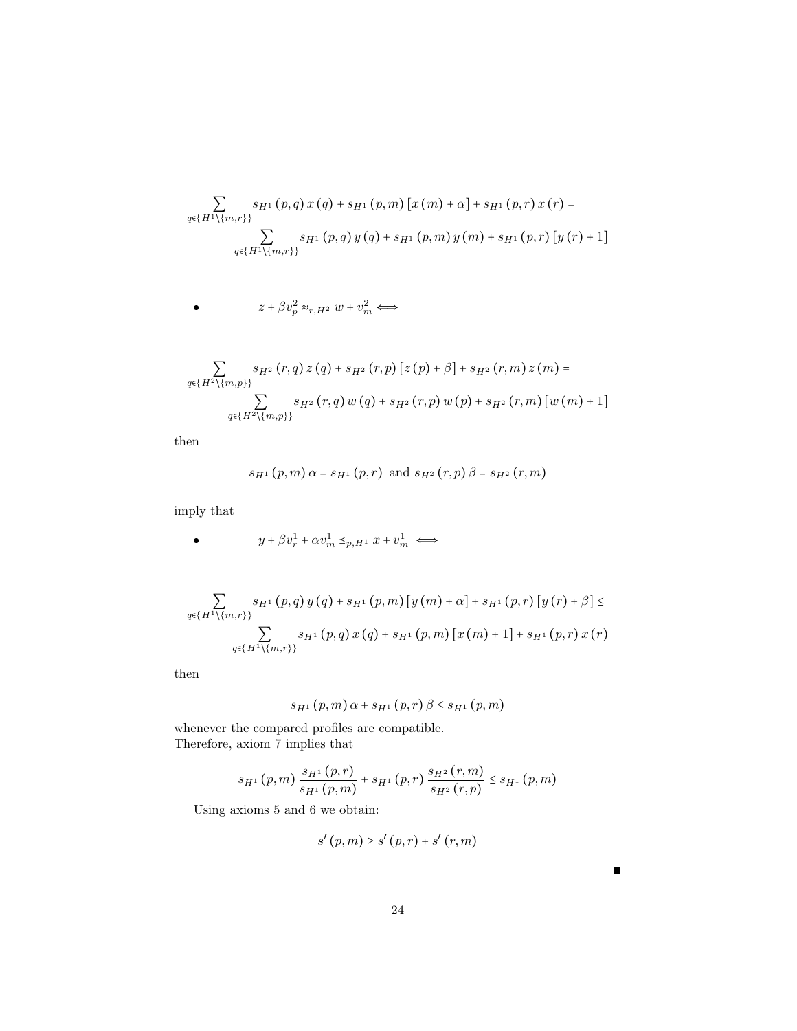$$\sum_{q\in\{H^1\backslash\{m,r\}\}} s_{H^1}(p,q)\,x(q) + s_{H^1}(p,m)\left[x(m)+\alpha\right] + s_{H^1}(p,r)\,x(r) = \sum_{q\in\{H^1\backslash\{m,r\}\}} s_{H^1}(p,q)\,y(q) + s_{H^1}(p,m)\,y(m) + s_{H^1}(p,r)\left[y(r)+1\right]$$

- $z + \beta v_p^2 \approx_{r,H^2} w + v_m^2 \iff$

$$\sum_{q\in\{H^2\backslash\{m,p\}\}} s_{H^2}(r,q)\,z(q) + s_{H^2}(r,p)\left[z(p)+\beta\right] + s_{H^2}(r,m)\,z(m) = \sum_{q\in\{H^2\backslash\{m,p\}\}} s_{H^2}(r,q)\,w(q) + s_{H^2}(r,p)\,w(p) + s_{H^2}(r,m)\left[w(m)+1\right]$$

then

$$s_{H^1}(p,m)\,\alpha = s_{H^1}(p,r) \text{ and } s_{H^2}(r,p)\,\beta = s_{H^2}(r,m)$$

imply that

- $y + \beta v_r^1 + \alpha v_m^1 \preceq_{p,H^1} x + v_m^1 \iff$

$$\sum_{q\in\{H^1\backslash\{m,r\}\}} s_{H^1}(p,q)\,y(q) + s_{H^1}(p,m)\left[y(m)+\alpha\right] + s_{H^1}(p,r)\left[y(r)+\beta\right] \leq \sum_{q\in\{H^1\backslash\{m,r\}\}} s_{H^1}(p,q)\,x(q) + s_{H^1}(p,m)\left[x(m)+1\right] + s_{H^1}(p,r)\,x(r)$$

then

$$s_{H^1}(p,m)\,\alpha + s_{H^1}(p,r)\,\beta \leq s_{H^1}(p,m)$$

whenever the compared profiles are compatible.
Therefore, axiom 7 implies that

$$s_{H^1}(p,m)\,\frac{s_{H^1}(p,r)}{s_{H^1}(p,m)} + s_{H^1}(p,r)\,\frac{s_{H^2}(r,m)}{s_{H^2}(r,p)} \leq s_{H^1}(p,m)$$

Using axioms 5 and 6 we obtain:

$$s'(p,m) \geq s'(p,r) + s'(r,m)$$

■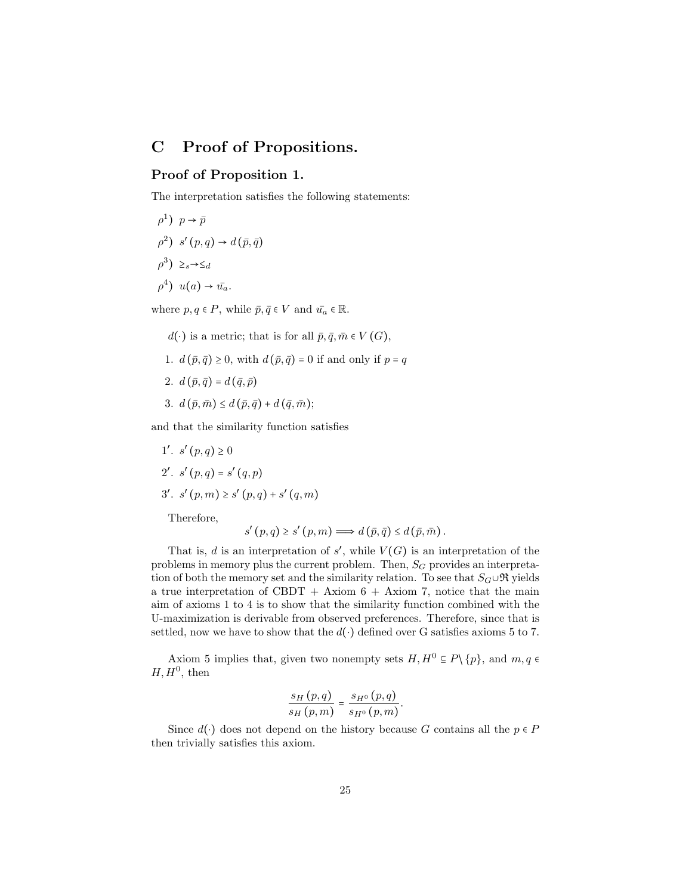## C Proof of Propositions.

### Proof of Proposition 1.

The interpretation satisfies the following statements:

$\rho^1$) $p \to \bar{p}$

$\rho^2$) $s'(p,q) \to d(\bar{p},\bar{q})$

$\rho^3$) $\geq_s \to \leq_d$

$\rho^4$) $u(a) \to \bar{u_a}$.

where $p, q \in P$, while $\bar{p}, \bar{q} \in V$ and $\bar{u_a} \in \mathbb{R}$.

$d(\cdot)$ is a metric; that is for all $\bar{p}, \bar{q}, \bar{m} \in V(G)$,

1. $d(\bar{p},\bar{q}) \geq 0$, with $d(\bar{p},\bar{q}) = 0$ if and only if $p = q$
2. $d(\bar{p},\bar{q}) = d(\bar{q},\bar{p})$
3. $d(\bar{p},\bar{m}) \leq d(\bar{p},\bar{q}) + d(\bar{q},\bar{m})$;

and that the similarity function satisfies

1′. $s'(p,q) \geq 0$

2′. $s'(p,q) = s'(q,p)$

3′. $s'(p,m) \geq s'(p,q) + s'(q,m)$

Therefore,

$$s'(p,q) \geq s'(p,m) \Longrightarrow d(\bar{p},\bar{q}) \leq d(\bar{p},\bar{m}).$$

That is, $d$ is an interpretation of $s'$, while $V(G)$ is an interpretation of the problems in memory plus the current problem. Then, $S_G$ provides an interpretation of both the memory set and the similarity relation. To see that $S_G \cup \mathfrak{R}$ yields a true interpretation of CBDT + Axiom 6 + Axiom 7, notice that the main aim of axioms 1 to 4 is to show that the similarity function combined with the U-maximization is derivable from observed preferences. Therefore, since that is settled, now we have to show that the $d(\cdot)$ defined over G satisfies axioms 5 to 7.

Axiom 5 implies that, given two nonempty sets $H, H^0 \subseteq P \setminus \{p\}$, and $m, q \in H, H^0$, then

$$\frac{s_H(p,q)}{s_H(p,m)} = \frac{s_{H^0}(p,q)}{s_{H^0}(p,m)}.$$

Since $d(\cdot)$ does not depend on the history because $G$ contains all the $p \in P$ then trivially satisfies this axiom.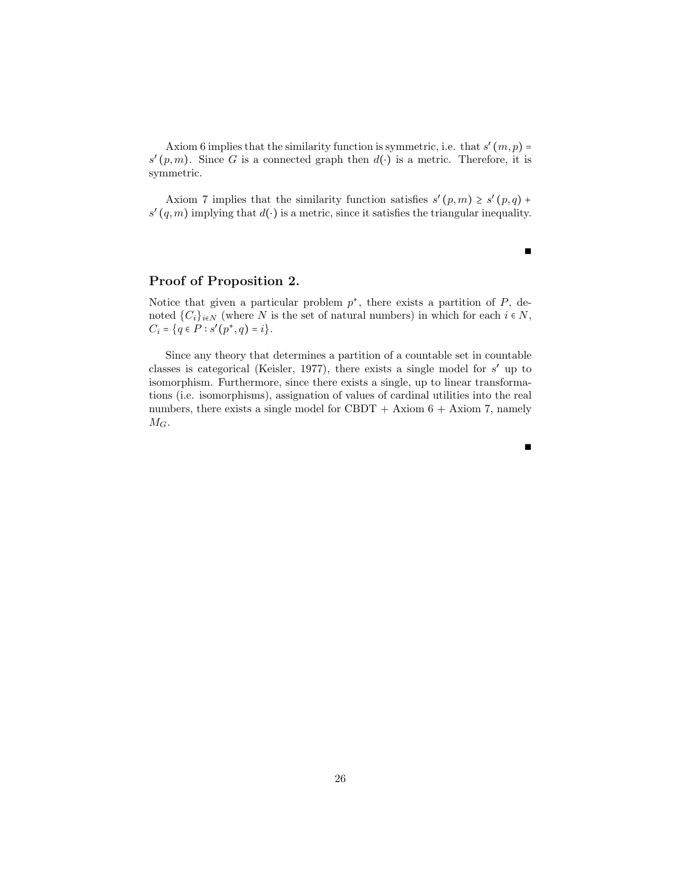Axiom 6 implies that the similarity function is symmetric, i.e. that $s'(m,p) = s'(p,m)$. Since $G$ is a connected graph then $d(\cdot)$ is a metric. Therefore, it is symmetric.

Axiom 7 implies that the similarity function satisfies $s'(p,m) \geq s'(p,q) + s'(q,m)$ implying that $d(\cdot)$ is a metric, since it satisfies the triangular inequality.

■

## Proof of Proposition 2.

Notice that given a particular problem $p^*$, there exists a partition of $P$, denoted $\{C_i\}_{i \in N}$ (where $N$ is the set of natural numbers) in which for each $i \in N$, $C_i = \{q \in P : s'(p^*, q) = i\}$.

Since any theory that determines a partition of a countable set in countable classes is categorical (Keisler, 1977), there exists a single model for $s'$ up to isomorphism. Furthermore, since there exists a single, up to linear transformations (i.e. isomorphisms), assignation of values of cardinal utilities into the real numbers, there exists a single model for CBDT + Axiom 6 + Axiom 7, namely $M_G$.

■